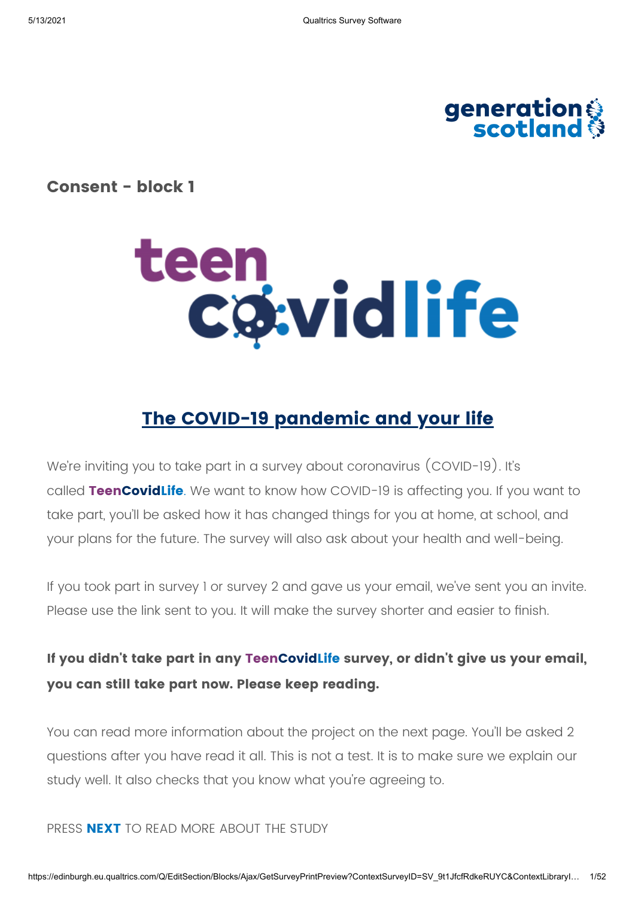## Consent - block 1

# The COVID-19 pandemic and your life

We're inviting you to take part in a survey about coronavirus (COVID-19). It's called **TeenCovidLife**. We want to know how COVID-19 is affecting you. If you want to take part, you'll be asked how it has changed things for you at home, at school, and your plans for the future. The survey will also ask about your health and well-being.

If you took part in survey 1 or survey 2 and gave us your email, we've sent you an invite. Please use the link sent to you. It will make the survey shorter and easier to finish.

**If you didn't take part in any TeenCovidLife survey, or didn't give us your email, you can still take part now. Please keep reading.**

You can read more information about the project on the next page. You'll be asked 2 questions after you have read it all. This is not a test. It is to make sure we explain our study well. It also checks that you know what you're agreeing to.

PRESS **NEXT** TO READ MORE ABOUT THE STUDY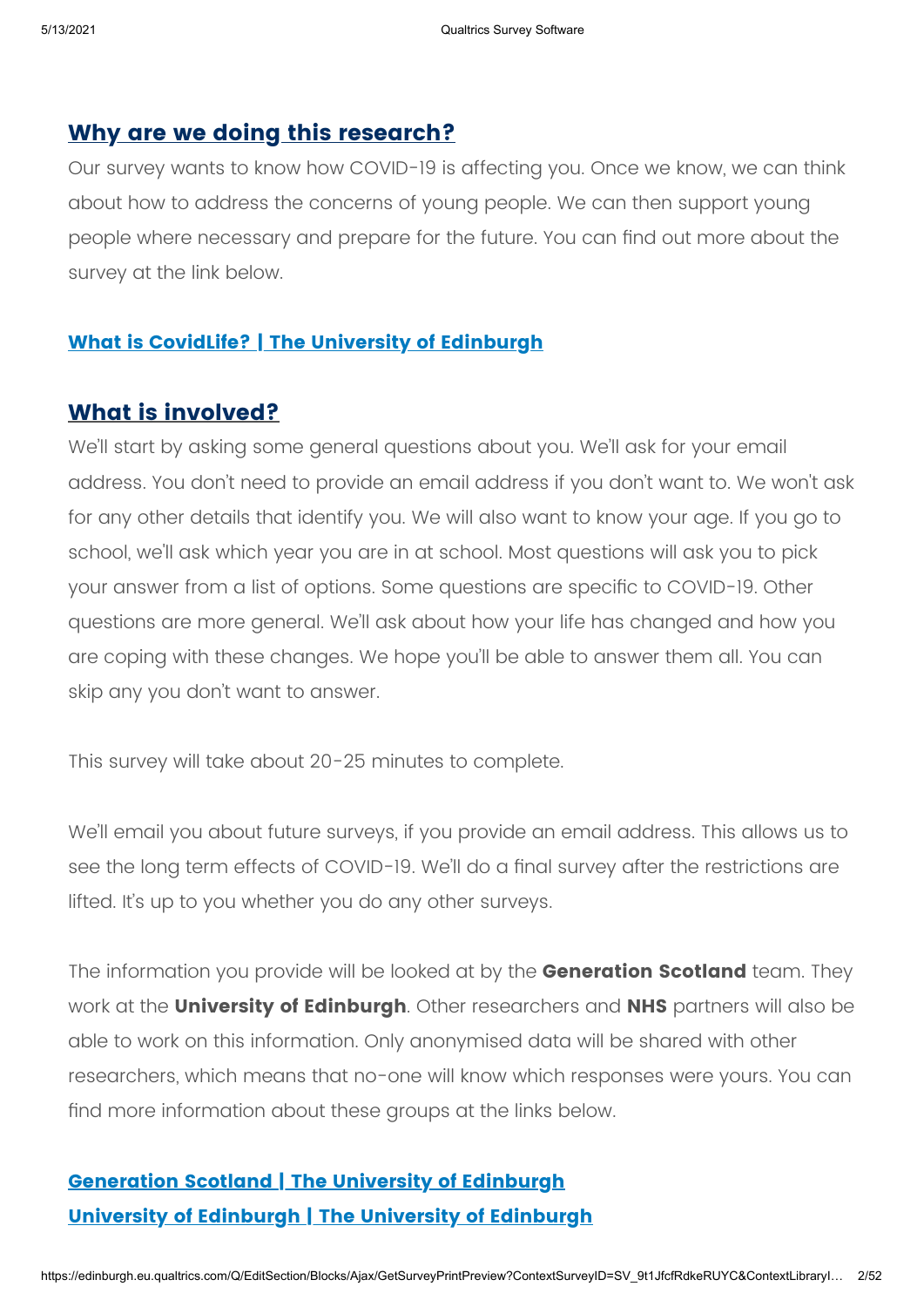## Why are we doing this research?

Our survey wants to know how COVID-19 is affecting you. Once we know, we can think about how to address the concerns of young people. We can then support young people where necessary and prepare for the future. You can find out more about the survey at the link below.

**What is CovidLife? | The University of Edinburgh**

## What is involved?

We'll start by asking some general questions about you. We'll ask for your email address. You don't need to provide an email address if you don't want to. We won't ask for any other details that identify you. We will also want to know your age. If you go to school, we'll ask which year you are in at school. Most questions will ask you to pick your answer from a list of options. Some questions are specific to COVID-19. Other questions are more general. We'll ask about how your life has changed and how you are coping with these changes. We hope you'll be able to answer them all. You can skip any you don't want to answer.

This survey will take about 20-25 minutes to complete.

We'll email you about future surveys, if you provide an email address. This allows us to see the long term effects of COVID-19. We'll do a final survey after the restrictions are lifted. It's up to you whether you do any other surveys.

The information you provide will be looked at by the **Generation Scotland** team. They work at the **University of Edinburgh**. Other researchers and **NHS** partners will also be able to work on this information. Only anonymised data will be shared with other researchers, which means that no-one will know which responses were yours. You can find more information about these groups at the links below.

**Generation Scotland | The University of Edinburgh**
**University of Edinburgh | The University of Edinburgh**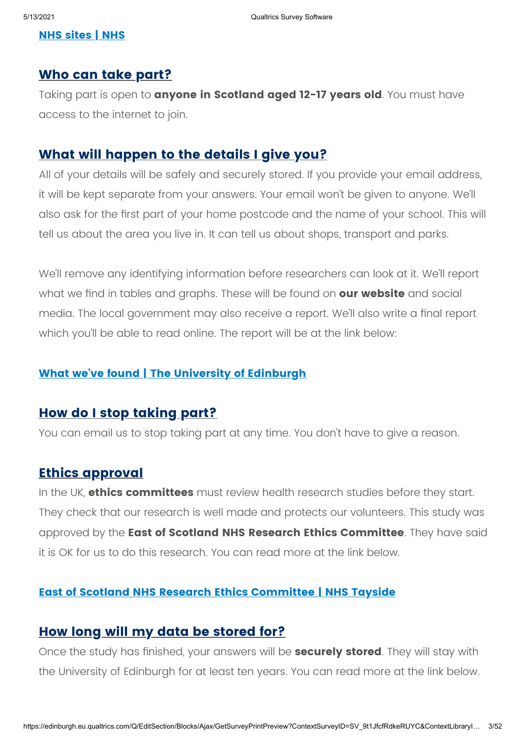**NHS sites | NHS**

## Who can take part?

Taking part is open to **anyone in Scotland aged 12-17 years old**. You must have access to the internet to join.

## What will happen to the details I give you?

All of your details will be safely and securely stored. If you provide your email address, it will be kept separate from your answers. Your email won't be given to anyone. We'll also ask for the first part of your home postcode and the name of your school. This will tell us about the area you live in. It can tell us about shops, transport and parks.

We'll remove any identifying information before researchers can look at it. We'll report what we find in tables and graphs. These will be found on **our website** and social media. The local government may also receive a report. We'll also write a final report which you'll be able to read online. The report will be at the link below:

**What we've found | The University of Edinburgh**

## How do I stop taking part?

You can email us to stop taking part at any time. You don't have to give a reason.

## Ethics approval

In the UK, **ethics committees** must review health research studies before they start. They check that our research is well made and protects our volunteers. This study was approved by the **East of Scotland NHS Research Ethics Committee**. They have said it is OK for us to do this research. You can read more at the link below.

**East of Scotland NHS Research Ethics Committee | NHS Tayside**

## How long will my data be stored for?

Once the study has finished, your answers will be **securely stored**. They will stay with the University of Edinburgh for at least ten years. You can read more at the link below.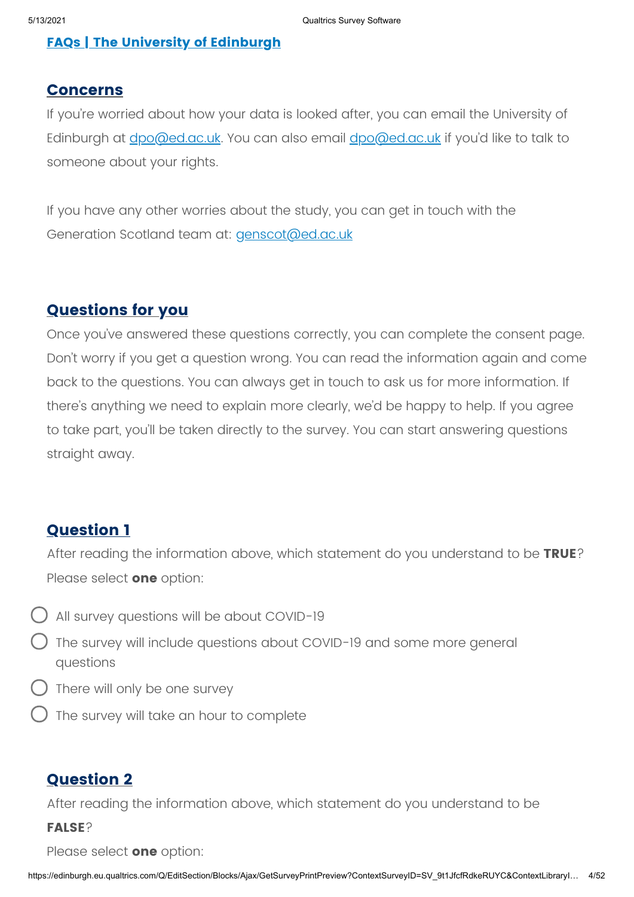[FAQs | The University of Edinburgh]

## Concerns

If you're worried about how your data is looked after, you can email the University of Edinburgh at dpo@ed.ac.uk. You can also email dpo@ed.ac.uk if you'd like to talk to someone about your rights.

If you have any other worries about the study, you can get in touch with the Generation Scotland team at: genscot@ed.ac.uk

## Questions for you

Once you've answered these questions correctly, you can complete the consent page. Don't worry if you get a question wrong. You can read the information again and come back to the questions. You can always get in touch to ask us for more information. If there's anything we need to explain more clearly, we'd be happy to help. If you agree to take part, you'll be taken directly to the survey. You can start answering questions straight away.

## Question 1

After reading the information above, which statement do you understand to be **TRUE**?

Please select **one** option:

- ◯ All survey questions will be about COVID-19
- ◯ The survey will include questions about COVID-19 and some more general questions
- ◯ There will only be one survey
- ◯ The survey will take an hour to complete

## Question 2

After reading the information above, which statement do you understand to be **FALSE**?

Please select **one** option: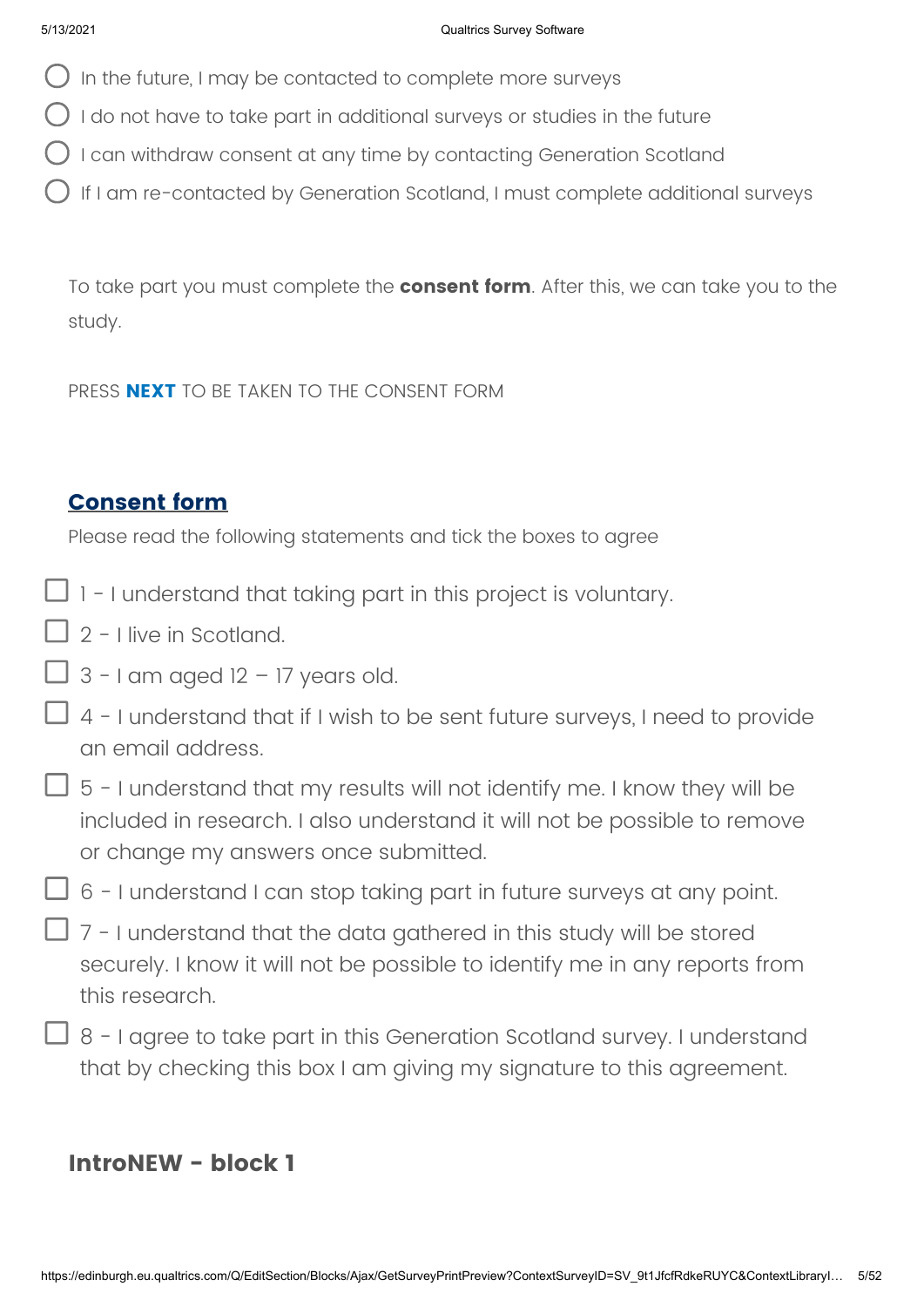- ◯ In the future, I may be contacted to complete more surveys
- ◯ I do not have to take part in additional surveys or studies in the future
- ◯ I can withdraw consent at any time by contacting Generation Scotland
- ◯ If I am re-contacted by Generation Scotland, I must complete additional surveys

To take part you must complete the **consent form**. After this, we can take you to the study.

PRESS **NEXT** TO BE TAKEN TO THE CONSENT FORM

## Consent form

Please read the following statements and tick the boxes to agree

- ☐ 1 - I understand that taking part in this project is voluntary.
- ☐ 2 - I live in Scotland.
- ☐ 3 - I am aged 12 – 17 years old.
- ☐ 4 - I understand that if I wish to be sent future surveys, I need to provide an email address.
- ☐ 5 - I understand that my results will not identify me. I know they will be included in research. I also understand it will not be possible to remove or change my answers once submitted.
- ☐ 6 - I understand I can stop taking part in future surveys at any point.
- ☐ 7 - I understand that the data gathered in this study will be stored securely. I know it will not be possible to identify me in any reports from this research.
- ☐ 8 - I agree to take part in this Generation Scotland survey. I understand that by checking this box I am giving my signature to this agreement.

## IntroNEW - block 1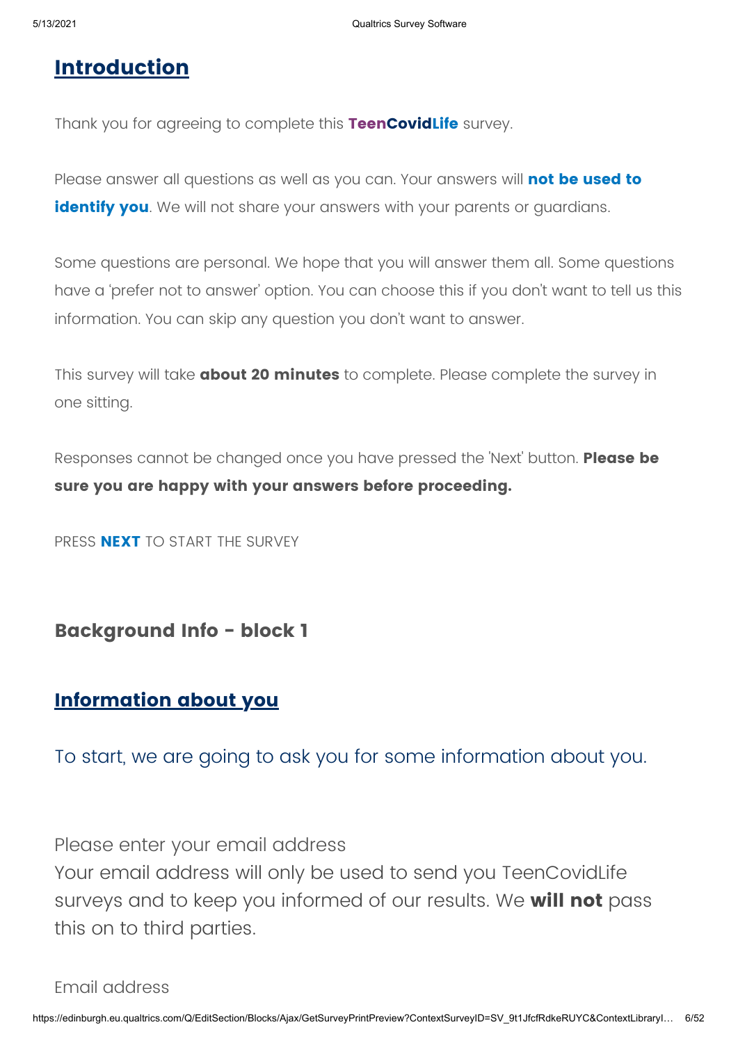## Introduction

Thank you for agreeing to complete this **TeenCovidLife** survey.

Please answer all questions as well as you can. Your answers will **not be used to identify you**. We will not share your answers with your parents or guardians.

Some questions are personal. We hope that you will answer them all. Some questions have a 'prefer not to answer' option. You can choose this if you don't want to tell us this information. You can skip any question you don't want to answer.

This survey will take **about 20 minutes** to complete. Please complete the survey in one sitting.

Responses cannot be changed once you have pressed the 'Next' button. **Please be sure you are happy with your answers before proceeding.**

PRESS **NEXT** TO START THE SURVEY

### Background Info - block 1

## Information about you

To start, we are going to ask you for some information about you.

Please enter your email address
Your email address will only be used to send you TeenCovidLife surveys and to keep you informed of our results. We **will not** pass this on to third parties.

Email address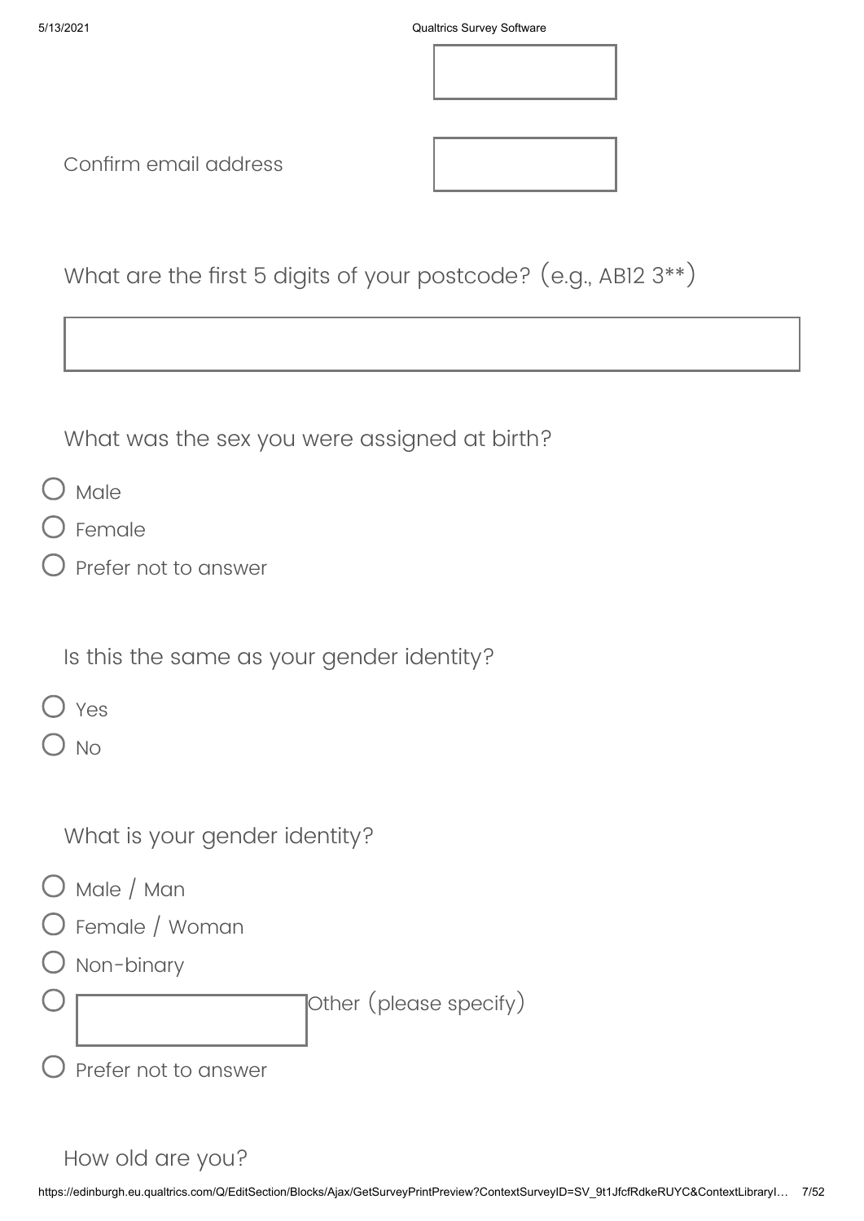Confirm email address

What are the first 5 digits of your postcode? (e.g., AB12 3**)

What was the sex you were assigned at birth?

- Male
- Female
- Prefer not to answer

Is this the same as your gender identity?

- Yes
- No

What is your gender identity?

- Male / Man
- Female / Woman
- Non-binary
- Other (please specify)
- Prefer not to answer

How old are you?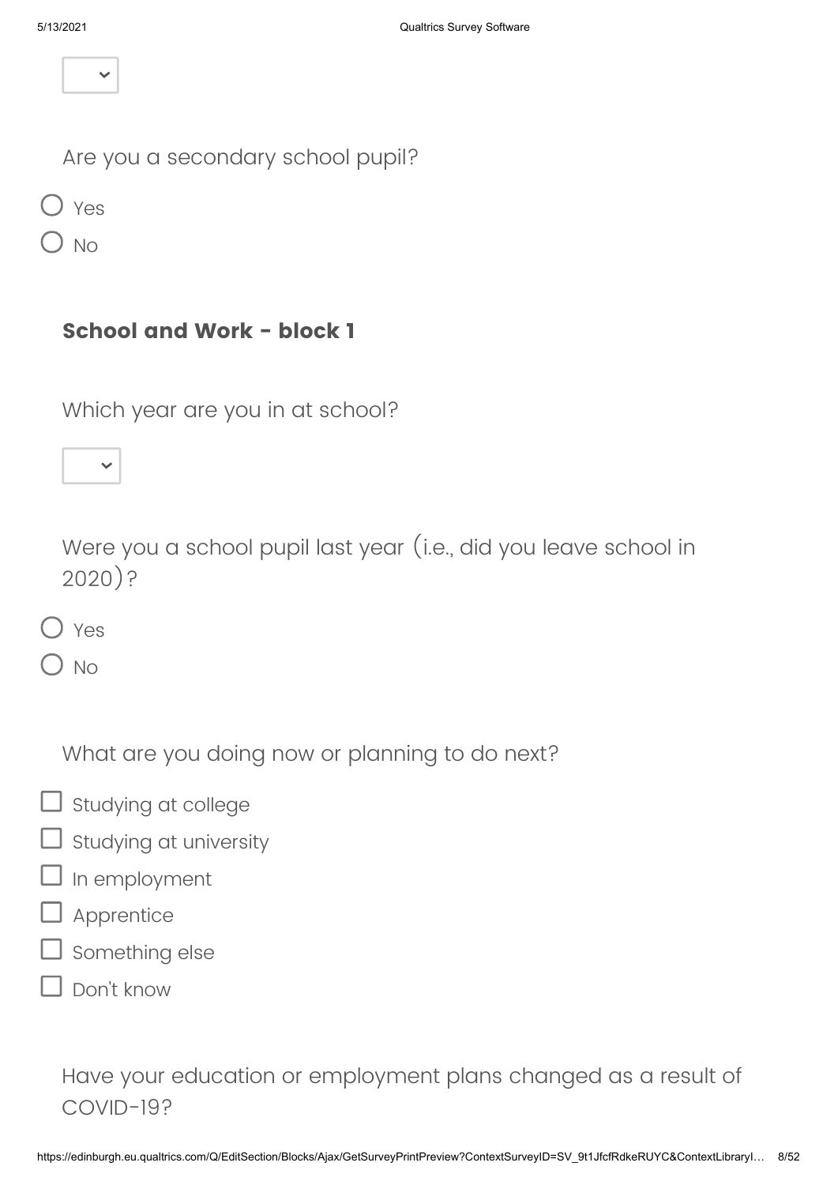Are you a secondary school pupil?

- ○ Yes
- ○ No

### School and Work - block 1

Which year are you in at school?

Were you a school pupil last year (i.e., did you leave school in 2020)?

- ○ Yes
- ○ No

What are you doing now or planning to do next?

- ☐ Studying at college
- ☐ Studying at university
- ☐ In employment
- ☐ Apprentice
- ☐ Something else
- ☐ Don't know

Have your education or employment plans changed as a result of COVID-19?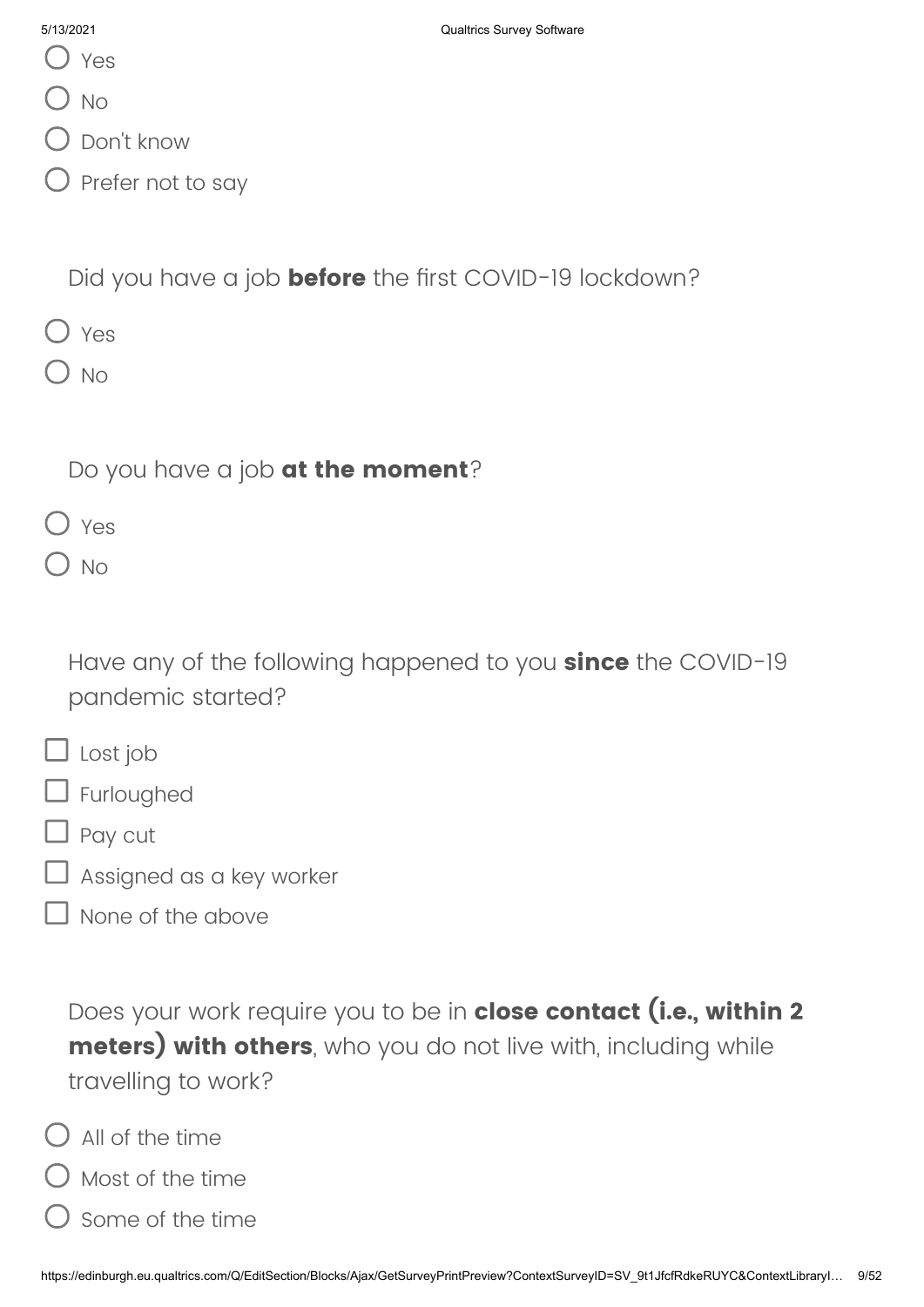- ○ Yes
- ○ No
- ○ Don't know
- ○ Prefer not to say

Did you have a job **before** the first COVID-19 lockdown?

- ○ Yes
- ○ No

Do you have a job **at the moment**?

- ○ Yes
- ○ No

Have any of the following happened to you **since** the COVID-19 pandemic started?

- ☐ Lost job
- ☐ Furloughed
- ☐ Pay cut
- ☐ Assigned as a key worker
- ☐ None of the above

Does your work require you to be in **close contact (i.e., within 2 meters) with others**, who you do not live with, including while travelling to work?

- ○ All of the time
- ○ Most of the time
- ○ Some of the time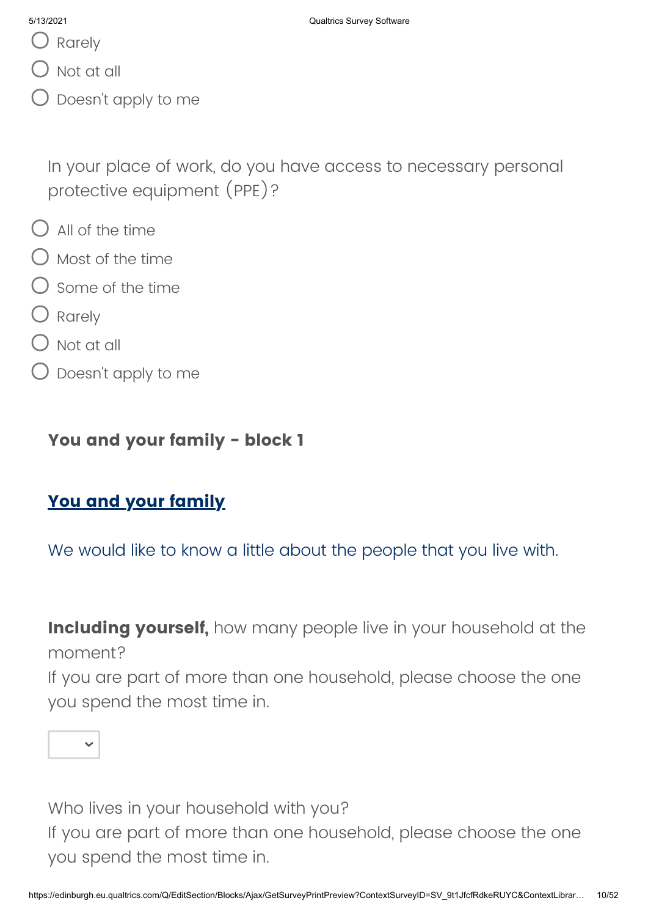- Rarely
- Not at all
- Doesn't apply to me

In your place of work, do you have access to necessary personal protective equipment (PPE)?

- All of the time
- Most of the time
- Some of the time
- Rarely
- Not at all
- Doesn't apply to me

**You and your family - block 1**

## You and your family

We would like to know a little about the people that you live with.

**Including yourself,** how many people live in your household at the moment?
If you are part of more than one household, please choose the one you spend the most time in.

[ ▾ ]

Who lives in your household with you?
If you are part of more than one household, please choose the one you spend the most time in.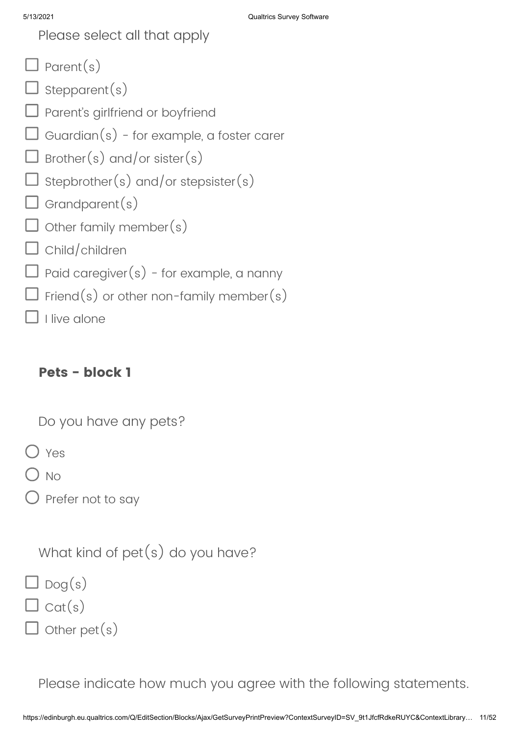Please select all that apply

- ☐ Parent(s)
- ☐ Stepparent(s)
- ☐ Parent's girlfriend or boyfriend
- ☐ Guardian(s) - for example, a foster carer
- ☐ Brother(s) and/or sister(s)
- ☐ Stepbrother(s) and/or stepsister(s)
- ☐ Grandparent(s)
- ☐ Other family member(s)
- ☐ Child/children
- ☐ Paid caregiver(s) - for example, a nanny
- ☐ Friend(s) or other non-family member(s)
- ☐ I live alone

## Pets - block 1

Do you have any pets?

- ○ Yes
- ○ No
- ○ Prefer not to say

What kind of pet(s) do you have?

- ☐ Dog(s)
- ☐ Cat(s)
- ☐ Other pet(s)

Please indicate how much you agree with the following statements.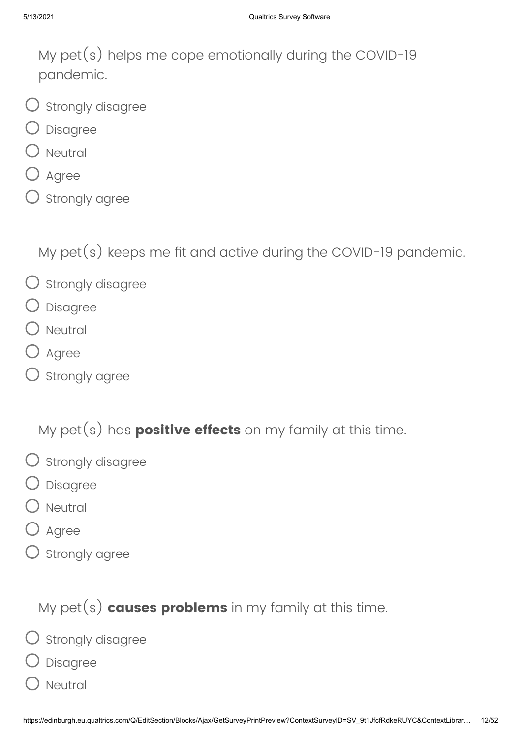My pet(s) helps me cope emotionally during the COVID-19 pandemic.

- Strongly disagree
- Disagree
- Neutral
- Agree
- Strongly agree

My pet(s) keeps me fit and active during the COVID-19 pandemic.

- Strongly disagree
- Disagree
- Neutral
- Agree
- Strongly agree

My pet(s) has **positive effects** on my family at this time.

- Strongly disagree
- Disagree
- Neutral
- Agree
- Strongly agree

My pet(s) **causes problems** in my family at this time.

- Strongly disagree
- Disagree
- Neutral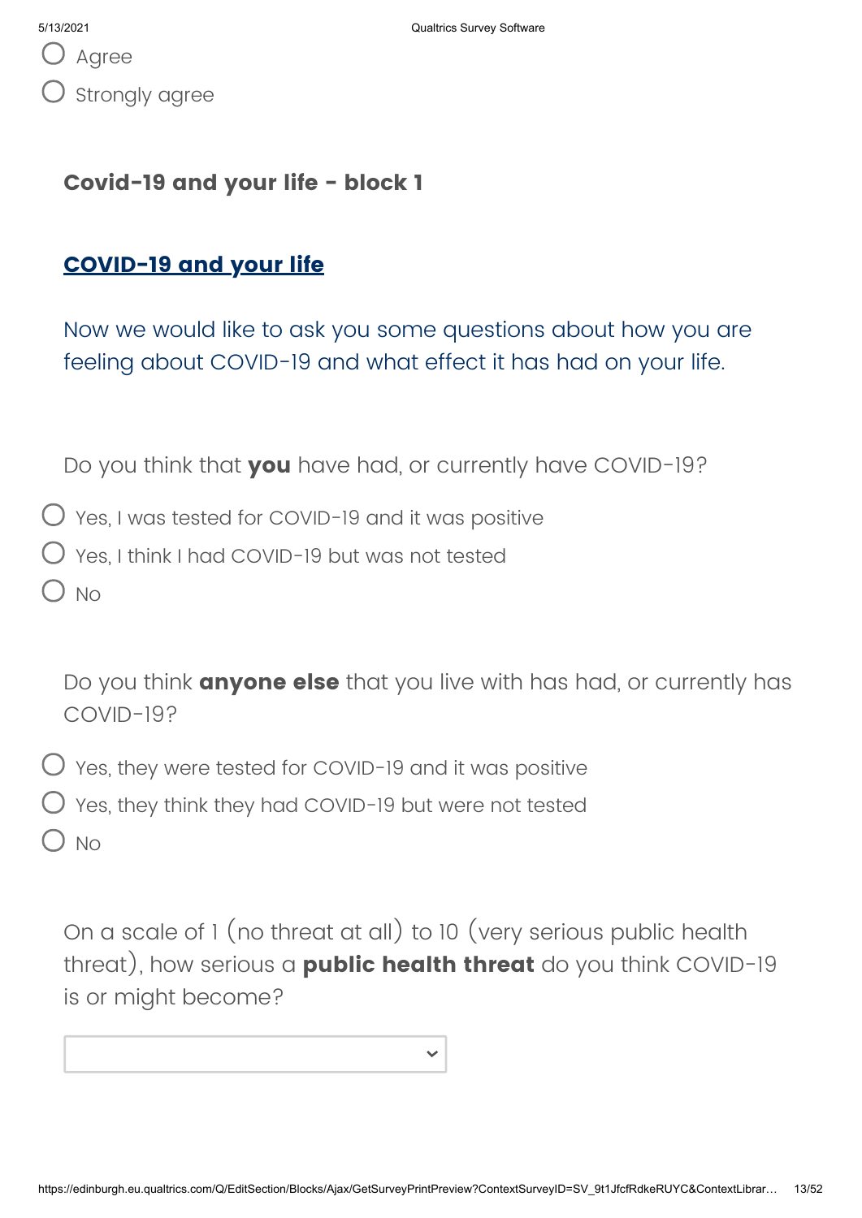- Agree
- Strongly agree

**Covid-19 and your life - block 1**

## COVID-19 and your life

Now we would like to ask you some questions about how you are feeling about COVID-19 and what effect it has had on your life.

Do you think that **you** have had, or currently have COVID-19?

- Yes, I was tested for COVID-19 and it was positive
- Yes, I think I had COVID-19 but was not tested
- No

Do you think **anyone else** that you live with has had, or currently has COVID-19?

- Yes, they were tested for COVID-19 and it was positive
- Yes, they think they had COVID-19 but were not tested
- No

On a scale of 1 (no threat at all) to 10 (very serious public health threat), how serious a **public health threat** do you think COVID-19 is or might become?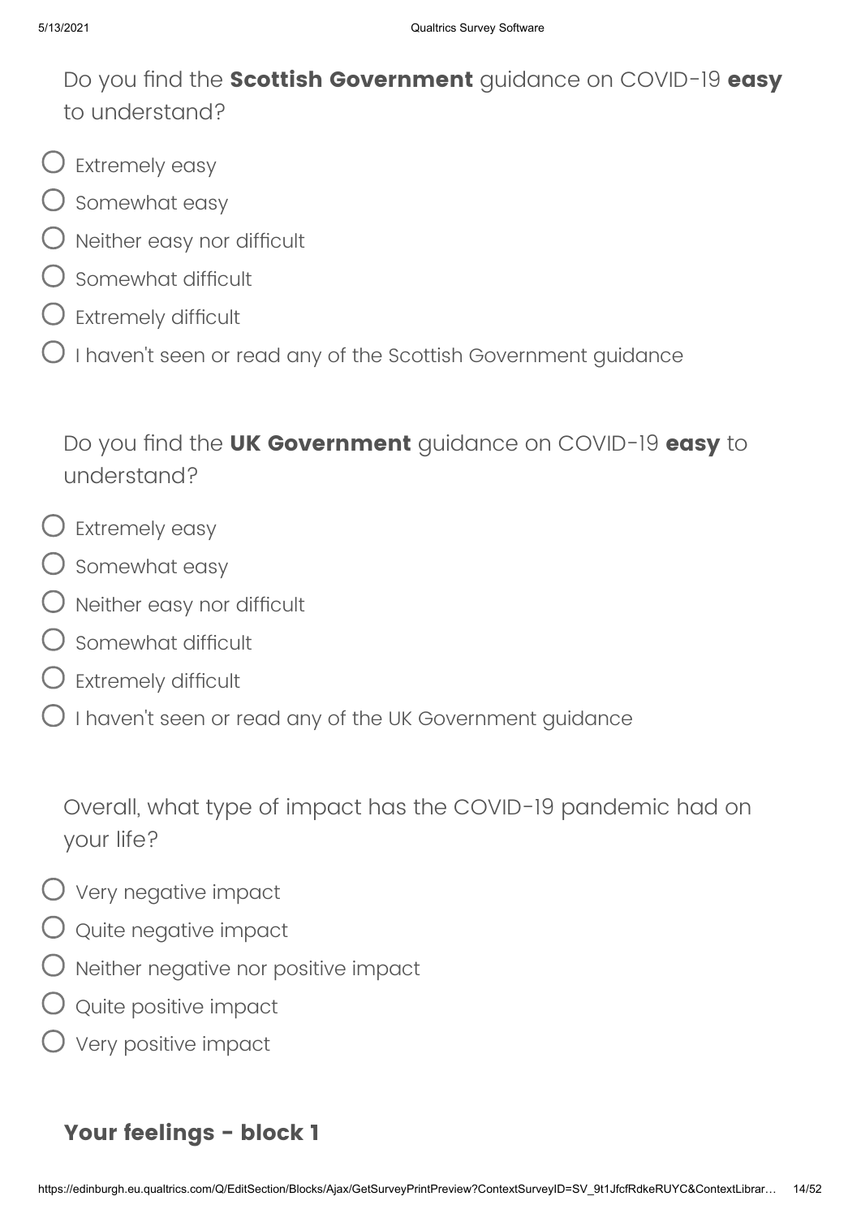Do you find the **Scottish Government** guidance on COVID-19 **easy** to understand?

- Extremely easy
- Somewhat easy
- Neither easy nor difficult
- Somewhat difficult
- Extremely difficult
- I haven't seen or read any of the Scottish Government guidance

Do you find the **UK Government** guidance on COVID-19 **easy** to understand?

- Extremely easy
- Somewhat easy
- Neither easy nor difficult
- Somewhat difficult
- Extremely difficult
- I haven't seen or read any of the UK Government guidance

Overall, what type of impact has the COVID-19 pandemic had on your life?

- Very negative impact
- Quite negative impact
- Neither negative nor positive impact
- Quite positive impact
- Very positive impact

## Your feelings - block 1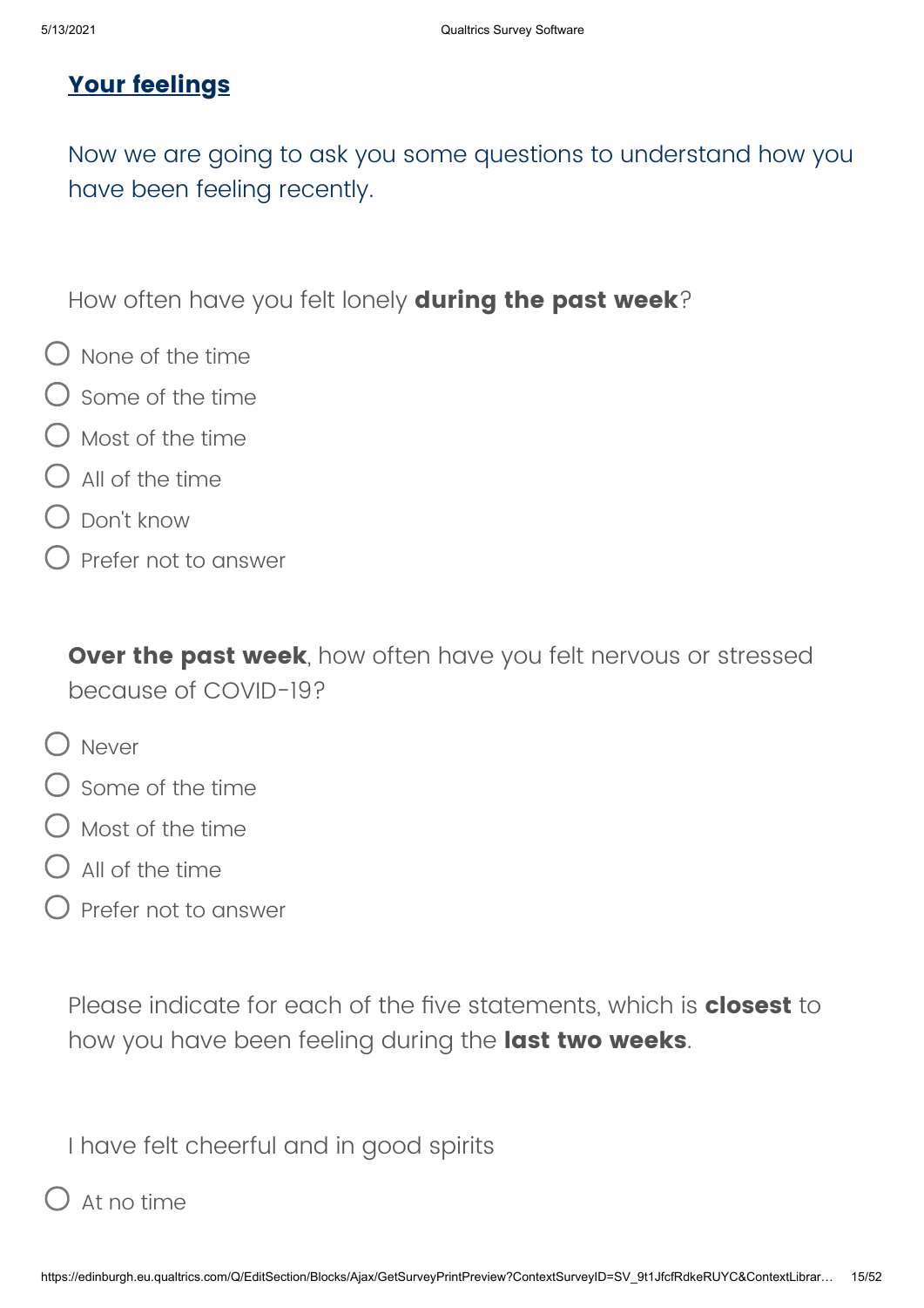## Your feelings

Now we are going to ask you some questions to understand how you have been feeling recently.

How often have you felt lonely **during the past week**?

- None of the time
- Some of the time
- Most of the time
- All of the time
- Don't know
- Prefer not to answer

**Over the past week**, how often have you felt nervous or stressed because of COVID-19?

- Never
- Some of the time
- Most of the time
- All of the time
- Prefer not to answer

Please indicate for each of the five statements, which is **closest** to how you have been feeling during the **last two weeks**.

I have felt cheerful and in good spirits

- At no time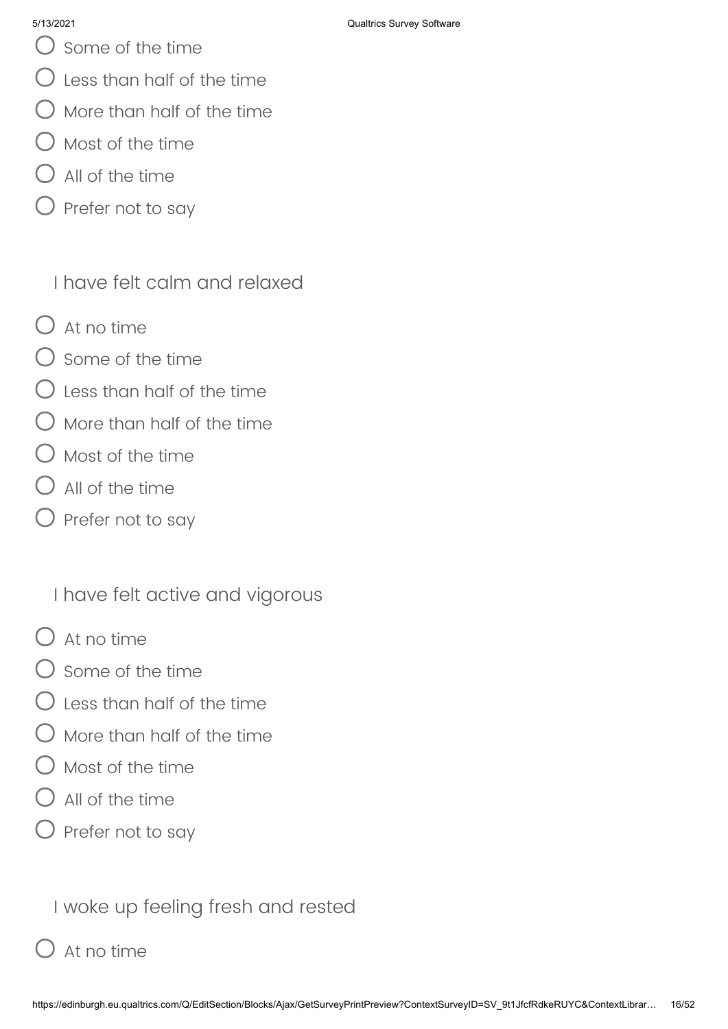- Some of the time
- Less than half of the time
- More than half of the time
- Most of the time
- All of the time
- Prefer not to say

I have felt calm and relaxed

- At no time
- Some of the time
- Less than half of the time
- More than half of the time
- Most of the time
- All of the time
- Prefer not to say

I have felt active and vigorous

- At no time
- Some of the time
- Less than half of the time
- More than half of the time
- Most of the time
- All of the time
- Prefer not to say

I woke up feeling fresh and rested

- At no time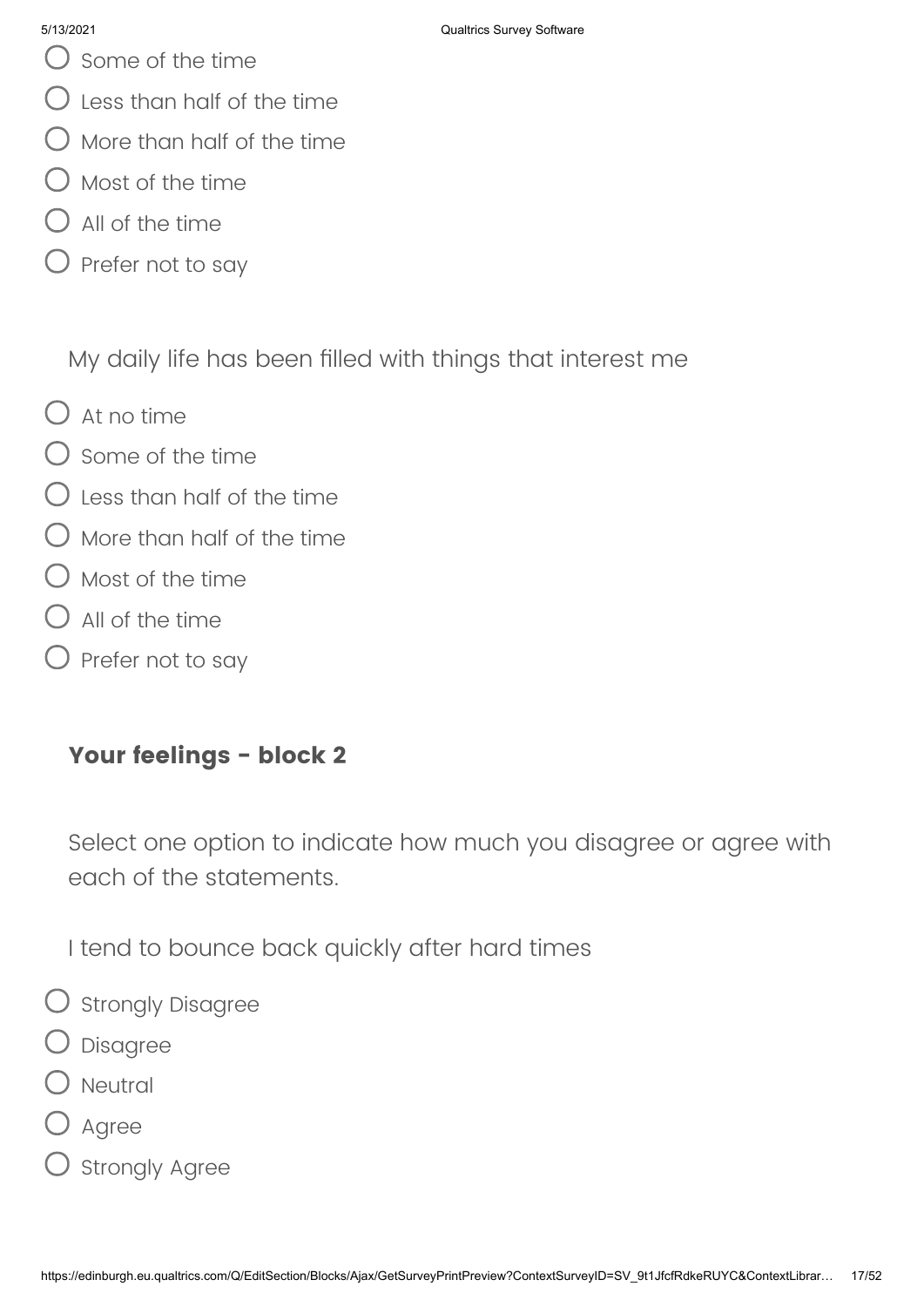- Some of the time
- Less than half of the time
- More than half of the time
- Most of the time
- All of the time
- Prefer not to say

My daily life has been filled with things that interest me

- At no time
- Some of the time
- Less than half of the time
- More than half of the time
- Most of the time
- All of the time
- Prefer not to say

### Your feelings - block 2

Select one option to indicate how much you disagree or agree with each of the statements.

I tend to bounce back quickly after hard times

- Strongly Disagree
- Disagree
- Neutral
- Agree
- Strongly Agree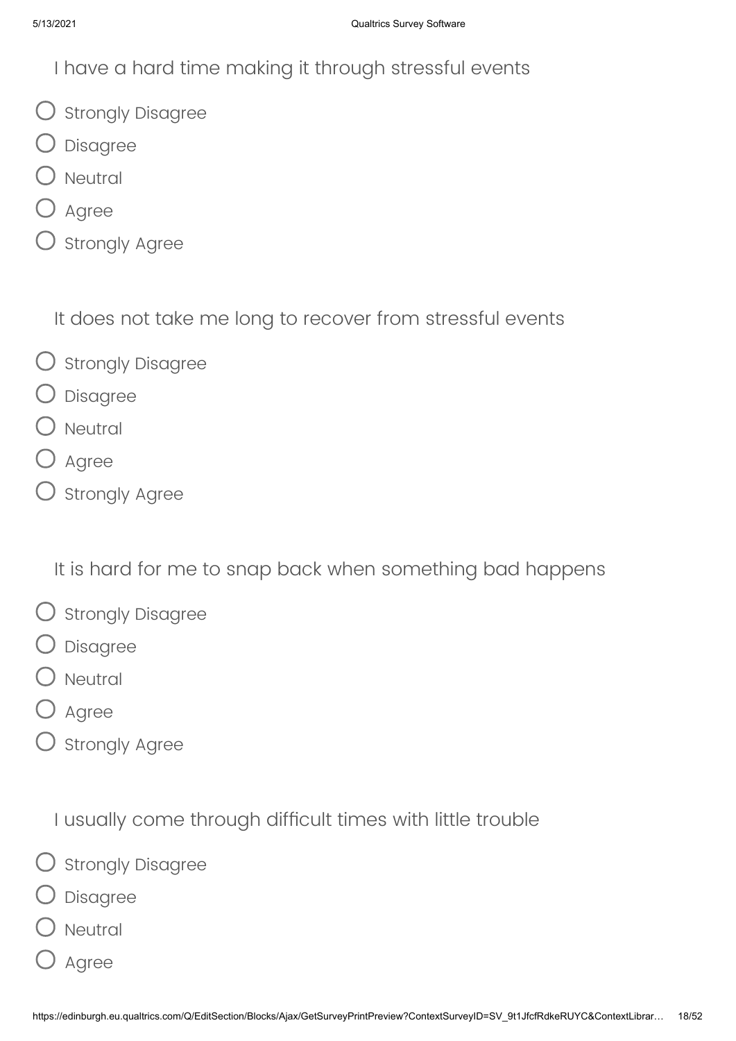I have a hard time making it through stressful events

- Strongly Disagree
- Disagree
- Neutral
- Agree
- Strongly Agree

It does not take me long to recover from stressful events

- Strongly Disagree
- Disagree
- Neutral
- Agree
- Strongly Agree

It is hard for me to snap back when something bad happens

- Strongly Disagree
- Disagree
- Neutral
- Agree
- Strongly Agree

I usually come through difficult times with little trouble

- Strongly Disagree
- Disagree
- Neutral
- Agree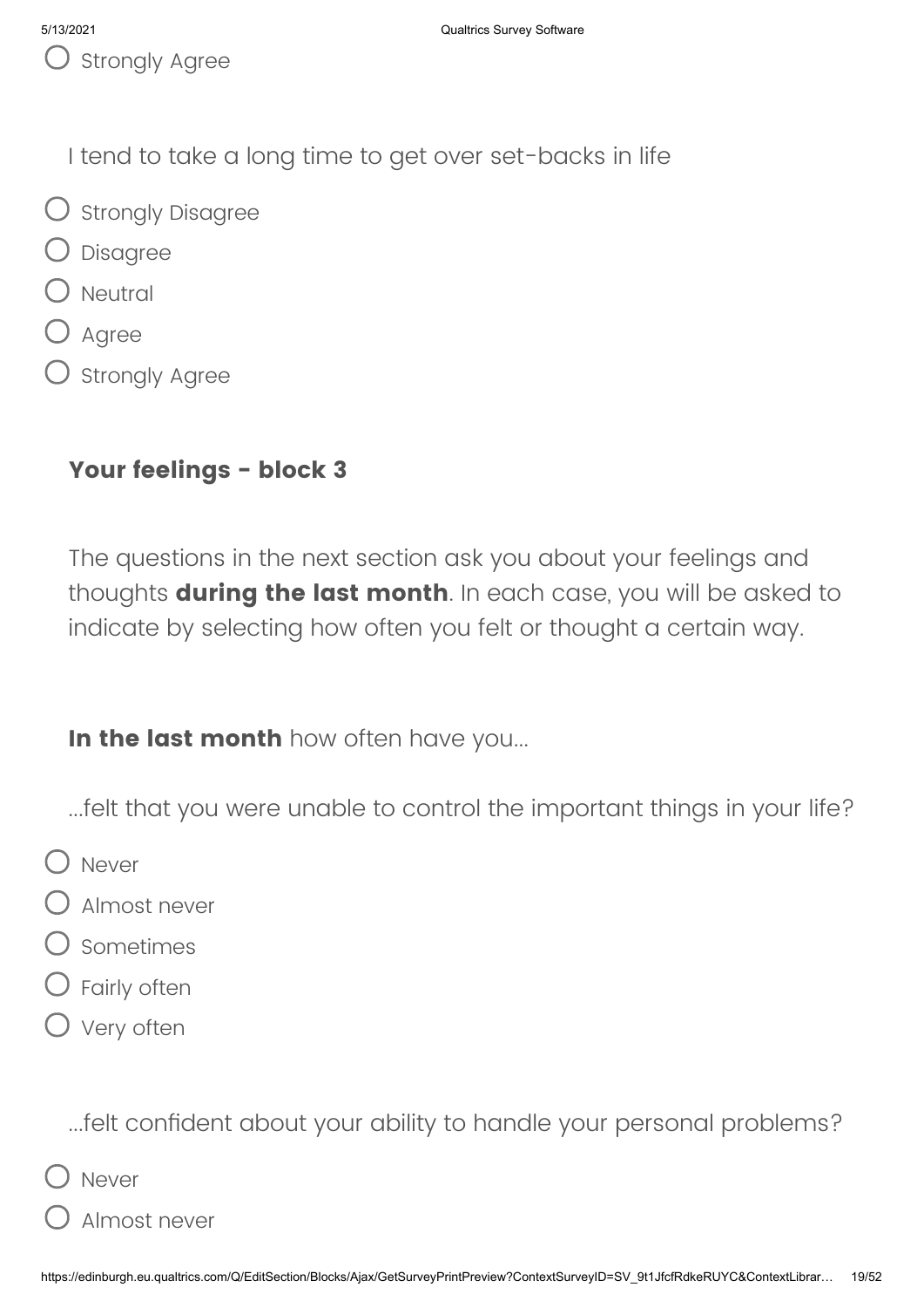- Strongly Agree

I tend to take a long time to get over set-backs in life

- Strongly Disagree
- Disagree
- Neutral
- Agree
- Strongly Agree

### Your feelings - block 3

The questions in the next section ask you about your feelings and thoughts **during the last month**. In each case, you will be asked to indicate by selecting how often you felt or thought a certain way.

**In the last month** how often have you...

...felt that you were unable to control the important things in your life?

- Never
- Almost never
- Sometimes
- Fairly often
- Very often

...felt confident about your ability to handle your personal problems?

- Never
- Almost never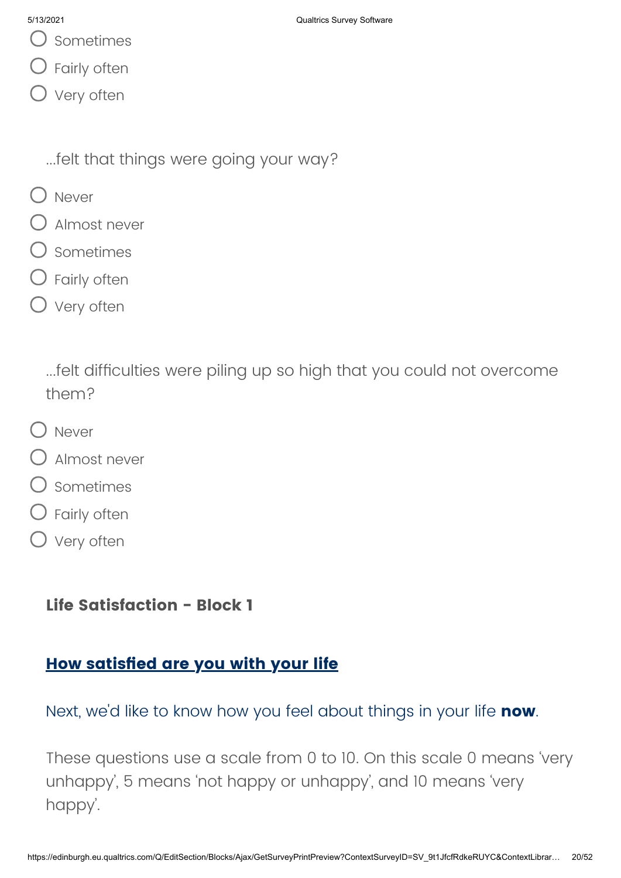- Sometimes
- Fairly often
- Very often

...felt that things were going your way?

- Never
- Almost never
- Sometimes
- Fairly often
- Very often

...felt difficulties were piling up so high that you could not overcome them?

- Never
- Almost never
- Sometimes
- Fairly often
- Very often

### Life Satisfaction - Block 1

## How satisfied are you with your life

Next, we'd like to know how you feel about things in your life **now**.

These questions use a scale from 0 to 10. On this scale 0 means 'very unhappy', 5 means 'not happy or unhappy', and 10 means 'very happy'.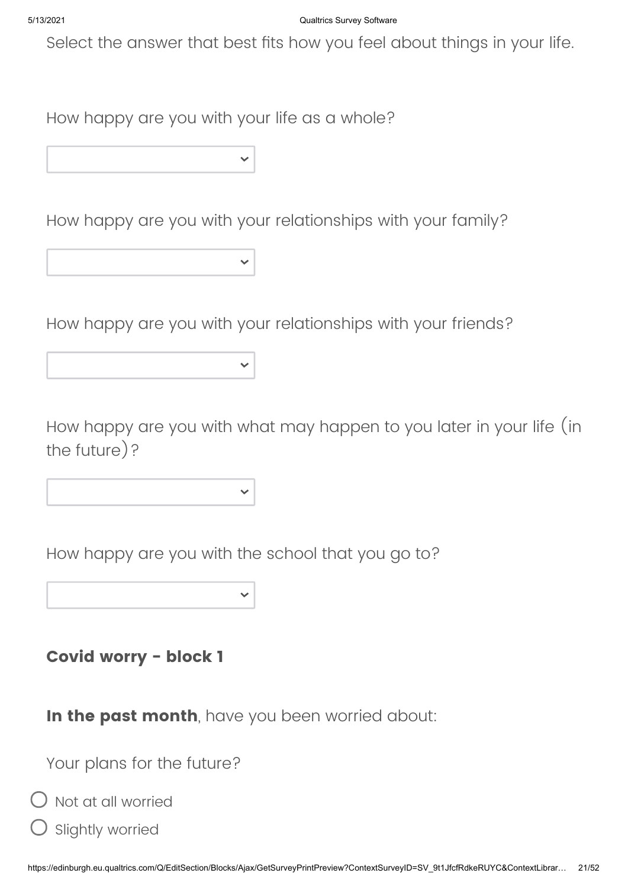Select the answer that best fits how you feel about things in your life.

How happy are you with your life as a whole?

How happy are you with your relationships with your family?

How happy are you with your relationships with your friends?

How happy are you with what may happen to you later in your life (in the future)?

How happy are you with the school that you go to?

**Covid worry - block 1**

**In the past month**, have you been worried about:

Your plans for the future?

- Not at all worried
- Slightly worried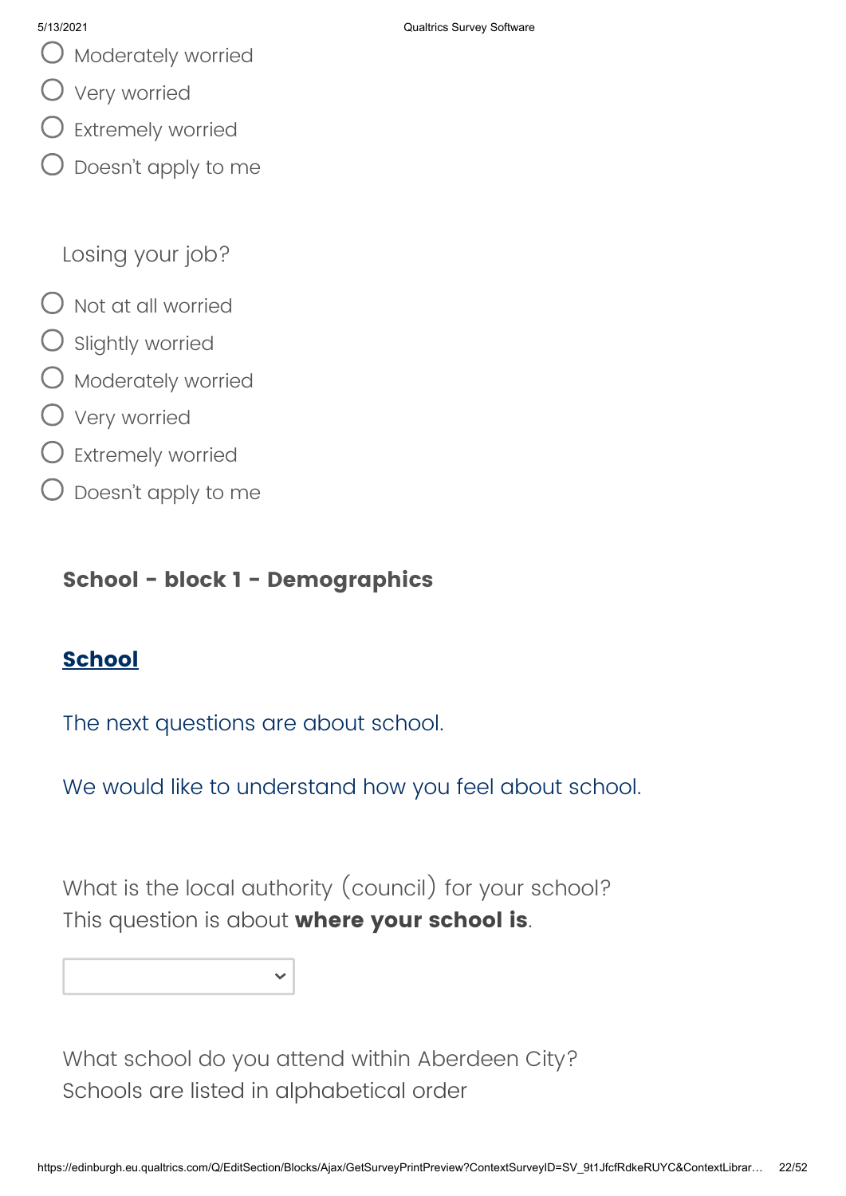- Moderately worried
- Very worried
- Extremely worried
- Doesn't apply to me

Losing your job?

- Not at all worried
- Slightly worried
- Moderately worried
- Very worried
- Extremely worried
- Doesn't apply to me

### School - block 1 - Demographics

**School**

The next questions are about school.

We would like to understand how you feel about school.

What is the local authority (council) for your school?
This question is about **where your school is**.

What school do you attend within Aberdeen City?
Schools are listed in alphabetical order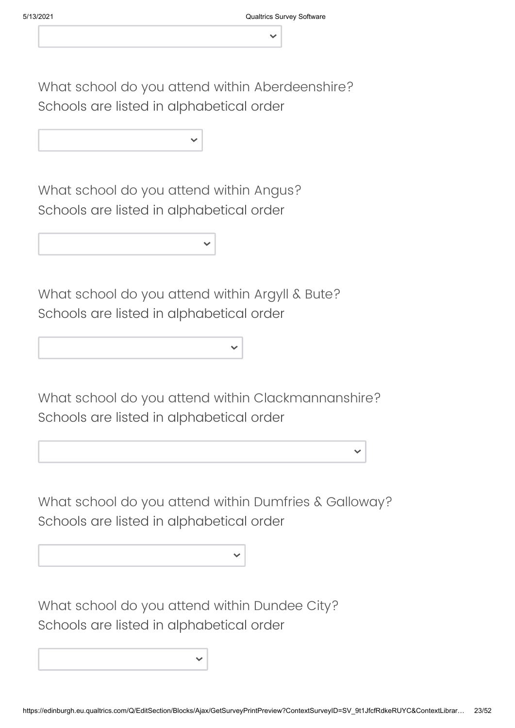What school do you attend within Aberdeenshire?
Schools are listed in alphabetical order

What school do you attend within Angus?
Schools are listed in alphabetical order

What school do you attend within Argyll & Bute?
Schools are listed in alphabetical order

What school do you attend within Clackmannanshire?
Schools are listed in alphabetical order

What school do you attend within Dumfries & Galloway?
Schools are listed in alphabetical order

What school do you attend within Dundee City?
Schools are listed in alphabetical order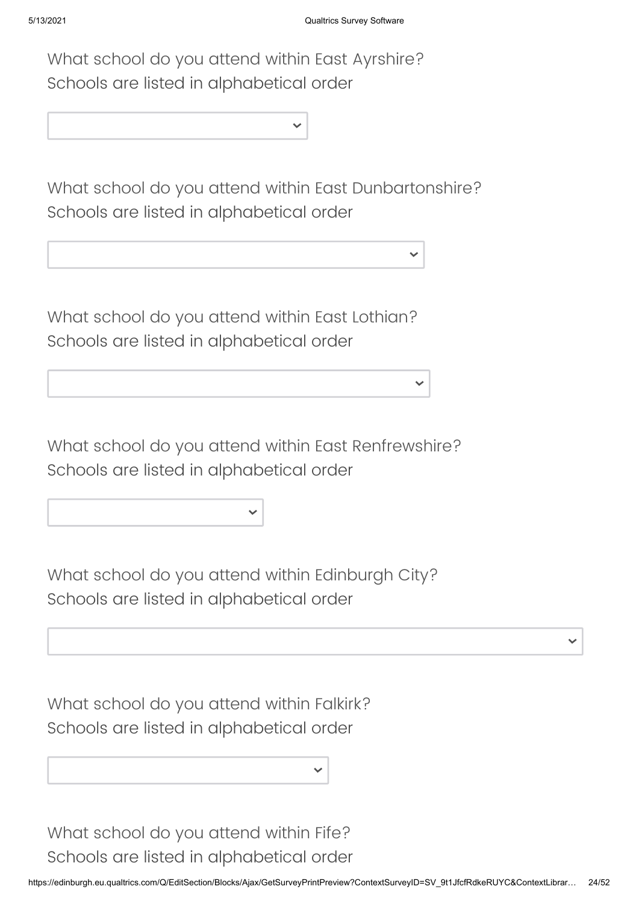What school do you attend within East Ayrshire?
Schools are listed in alphabetical order

What school do you attend within East Dunbartonshire?
Schools are listed in alphabetical order

What school do you attend within East Lothian?
Schools are listed in alphabetical order

What school do you attend within East Renfrewshire?
Schools are listed in alphabetical order

What school do you attend within Edinburgh City?
Schools are listed in alphabetical order

What school do you attend within Falkirk?
Schools are listed in alphabetical order

What school do you attend within Fife?
Schools are listed in alphabetical order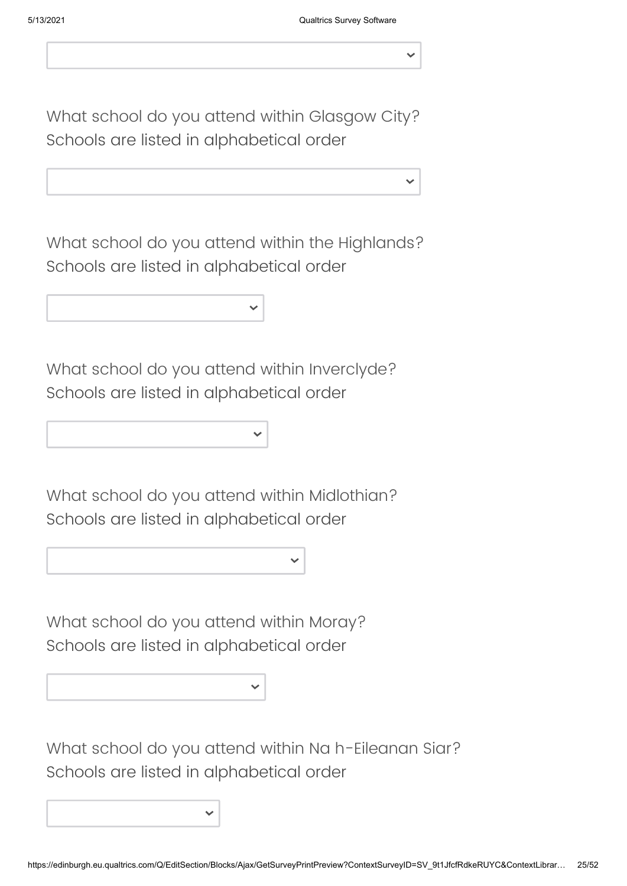What school do you attend within Glasgow City?
Schools are listed in alphabetical order

What school do you attend within the Highlands?
Schools are listed in alphabetical order

What school do you attend within Inverclyde?
Schools are listed in alphabetical order

What school do you attend within Midlothian?
Schools are listed in alphabetical order

What school do you attend within Moray?
Schools are listed in alphabetical order

What school do you attend within Na h-Eileanan Siar?
Schools are listed in alphabetical order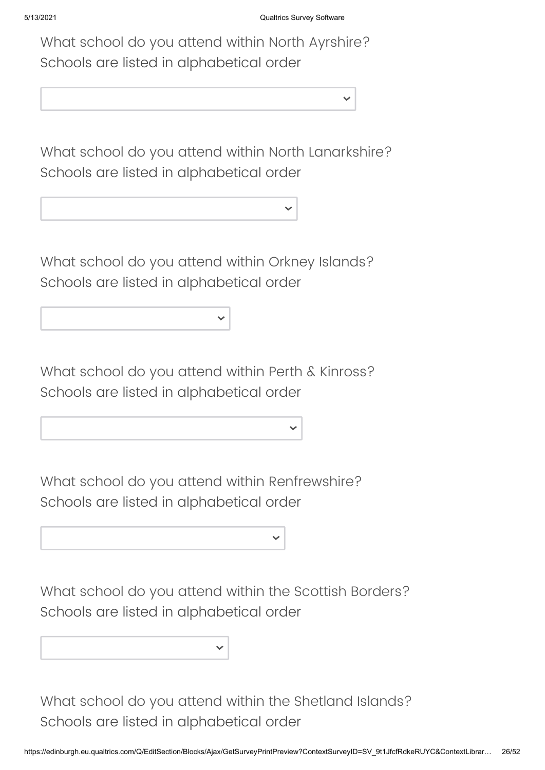What school do you attend within North Ayrshire?
Schools are listed in alphabetical order

What school do you attend within North Lanarkshire?
Schools are listed in alphabetical order

What school do you attend within Orkney Islands?
Schools are listed in alphabetical order

What school do you attend within Perth & Kinross?
Schools are listed in alphabetical order

What school do you attend within Renfrewshire?
Schools are listed in alphabetical order

What school do you attend within the Scottish Borders?
Schools are listed in alphabetical order

What school do you attend within the Shetland Islands?
Schools are listed in alphabetical order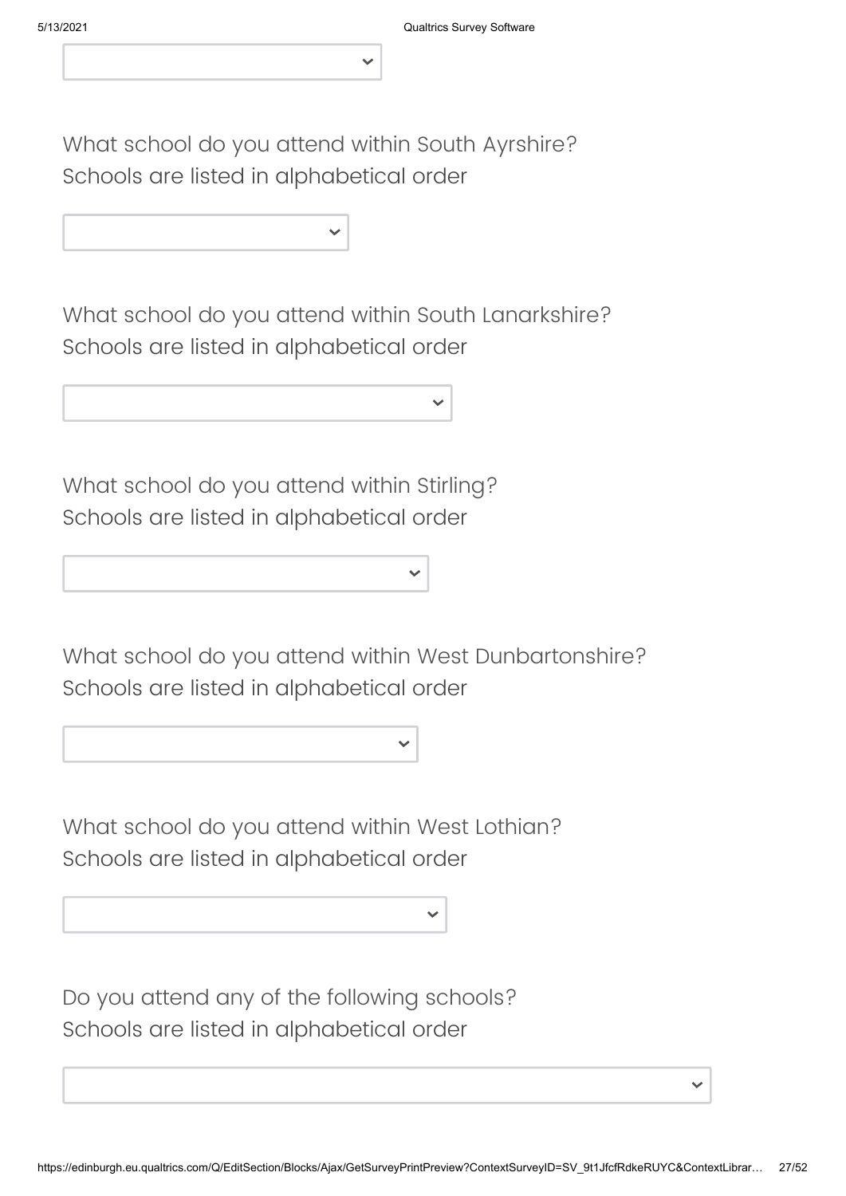What school do you attend within South Ayrshire?
Schools are listed in alphabetical order

What school do you attend within South Lanarkshire?
Schools are listed in alphabetical order

What school do you attend within Stirling?
Schools are listed in alphabetical order

What school do you attend within West Dunbartonshire?
Schools are listed in alphabetical order

What school do you attend within West Lothian?
Schools are listed in alphabetical order

Do you attend any of the following schools?
Schools are listed in alphabetical order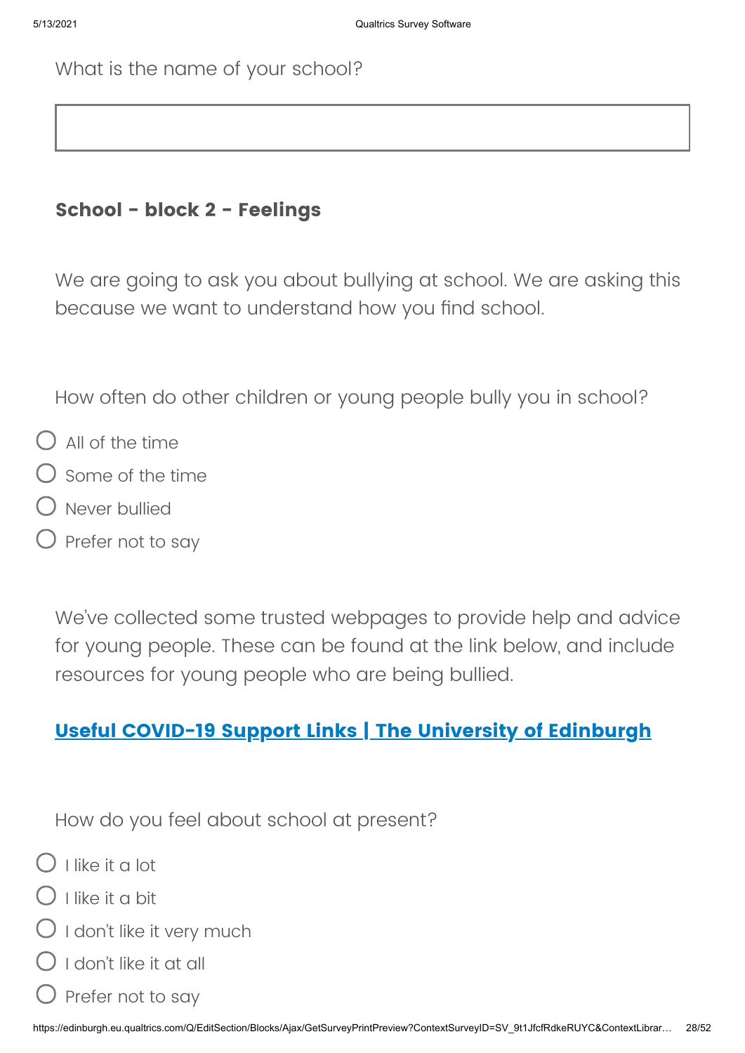What is the name of your school?

\_\_\_\_\_\_\_\_\_\_\_\_\_\_\_\_\_\_\_\_\_\_\_\_\_\_\_\_\_\_

### School - block 2 - Feelings

We are going to ask you about bullying at school. We are asking this because we want to understand how you find school.

How often do other children or young people bully you in school?

- ○ All of the time
- ○ Some of the time
- ○ Never bullied
- ○ Prefer not to say

We've collected some trusted webpages to provide help and advice for young people. These can be found at the link below, and include resources for young people who are being bullied.

**Useful COVID-19 Support Links | The University of Edinburgh**

How do you feel about school at present?

- ○ I like it a lot
- ○ I like it a bit
- ○ I don't like it very much
- ○ I don't like it at all
- ○ Prefer not to say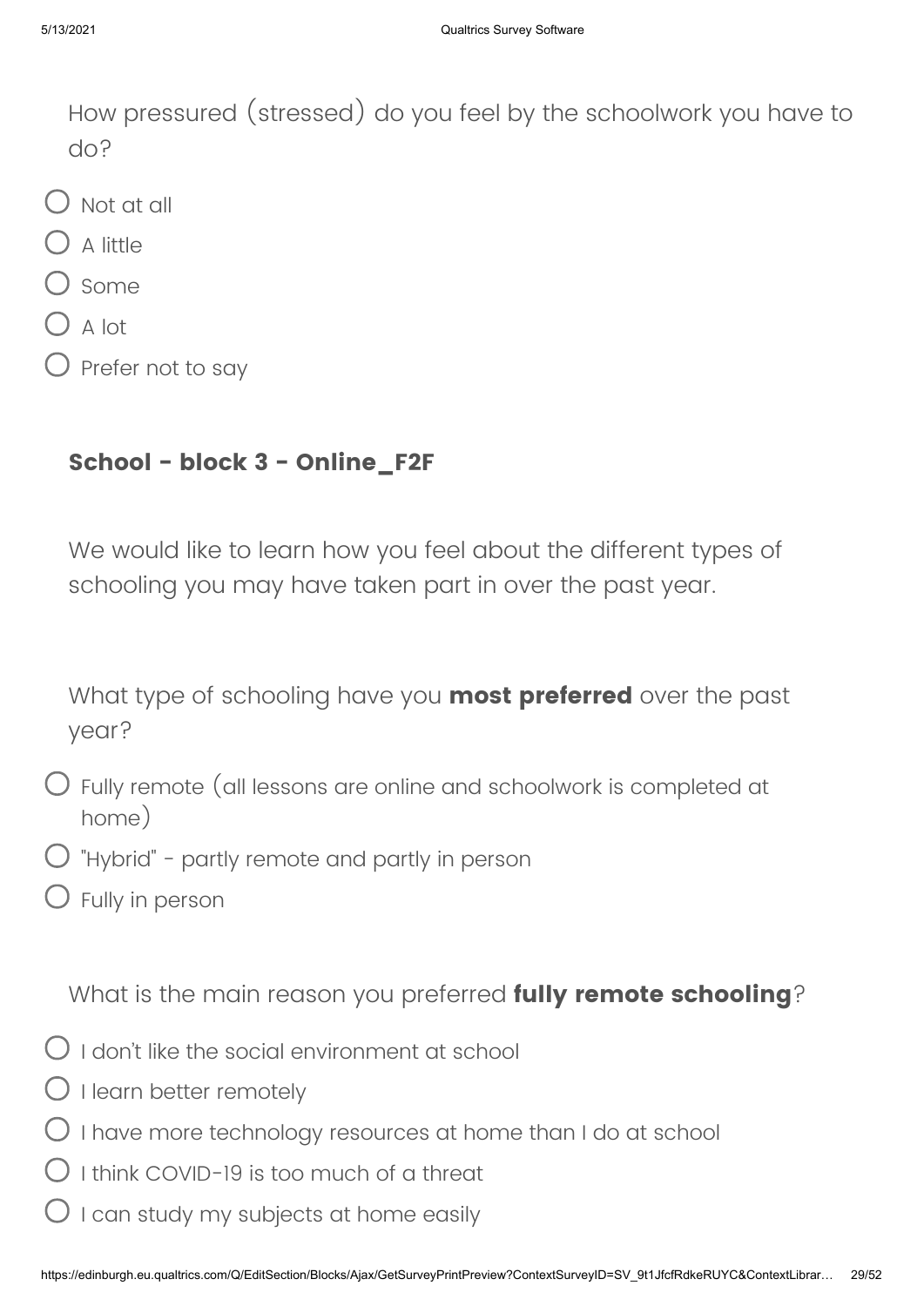How pressured (stressed) do you feel by the schoolwork you have to do?

- Not at all
- A little
- Some
- A lot
- Prefer not to say

### School - block 3 - Online_F2F

We would like to learn how you feel about the different types of schooling you may have taken part in over the past year.

What type of schooling have you **most preferred** over the past year?

- Fully remote (all lessons are online and schoolwork is completed at home)
- "Hybrid" - partly remote and partly in person
- Fully in person

What is the main reason you preferred **fully remote schooling**?

- I don't like the social environment at school
- I learn better remotely
- I have more technology resources at home than I do at school
- I think COVID-19 is too much of a threat
- I can study my subjects at home easily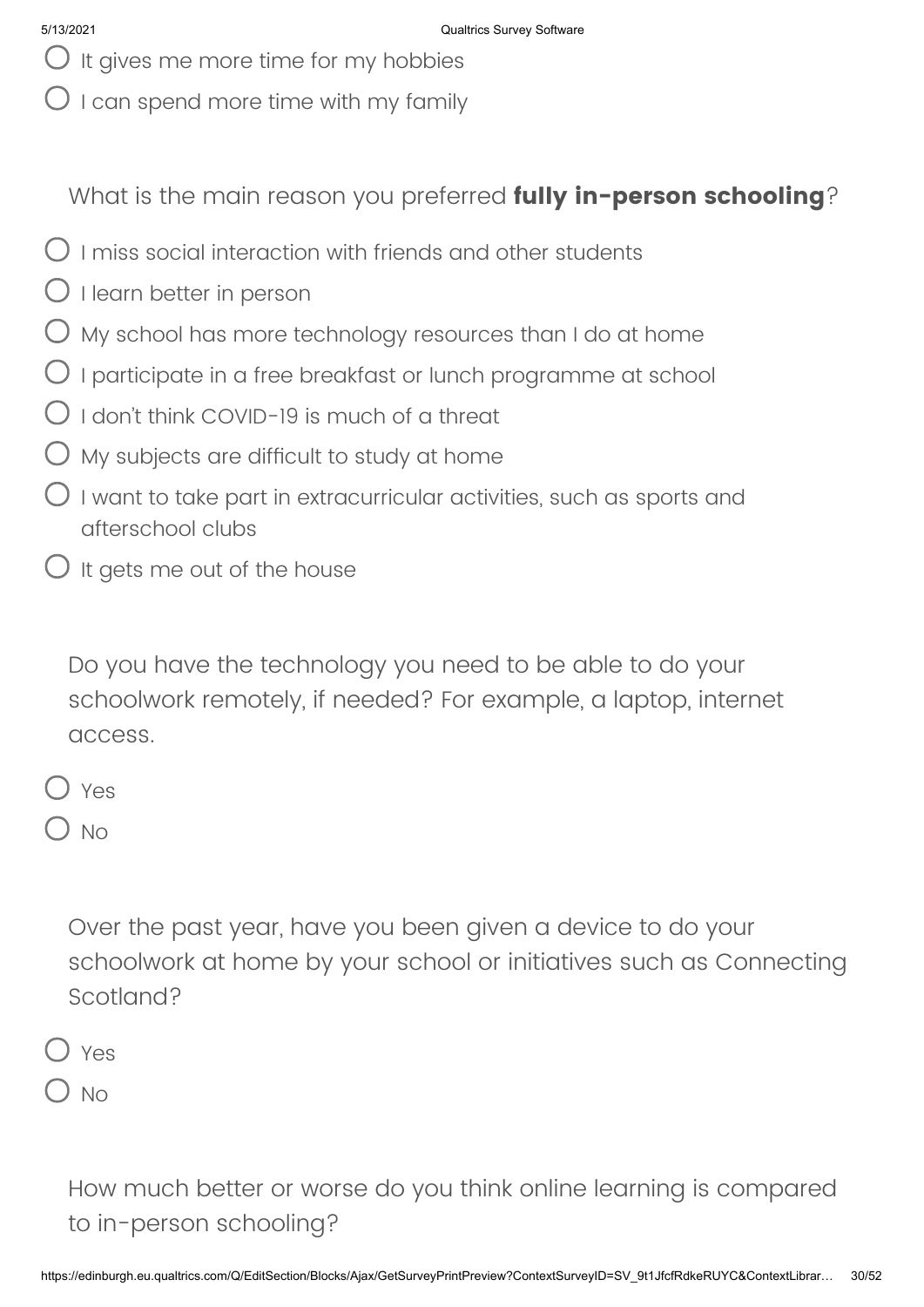- It gives me more time for my hobbies
- I can spend more time with my family

What is the main reason you preferred **fully in-person schooling**?

- I miss social interaction with friends and other students
- I learn better in person
- My school has more technology resources than I do at home
- I participate in a free breakfast or lunch programme at school
- I don't think COVID-19 is much of a threat
- My subjects are difficult to study at home
- I want to take part in extracurricular activities, such as sports and afterschool clubs
- It gets me out of the house

Do you have the technology you need to be able to do your schoolwork remotely, if needed? For example, a laptop, internet access.

- Yes
- No

Over the past year, have you been given a device to do your schoolwork at home by your school or initiatives such as Connecting Scotland?

- Yes
- No

How much better or worse do you think online learning is compared to in-person schooling?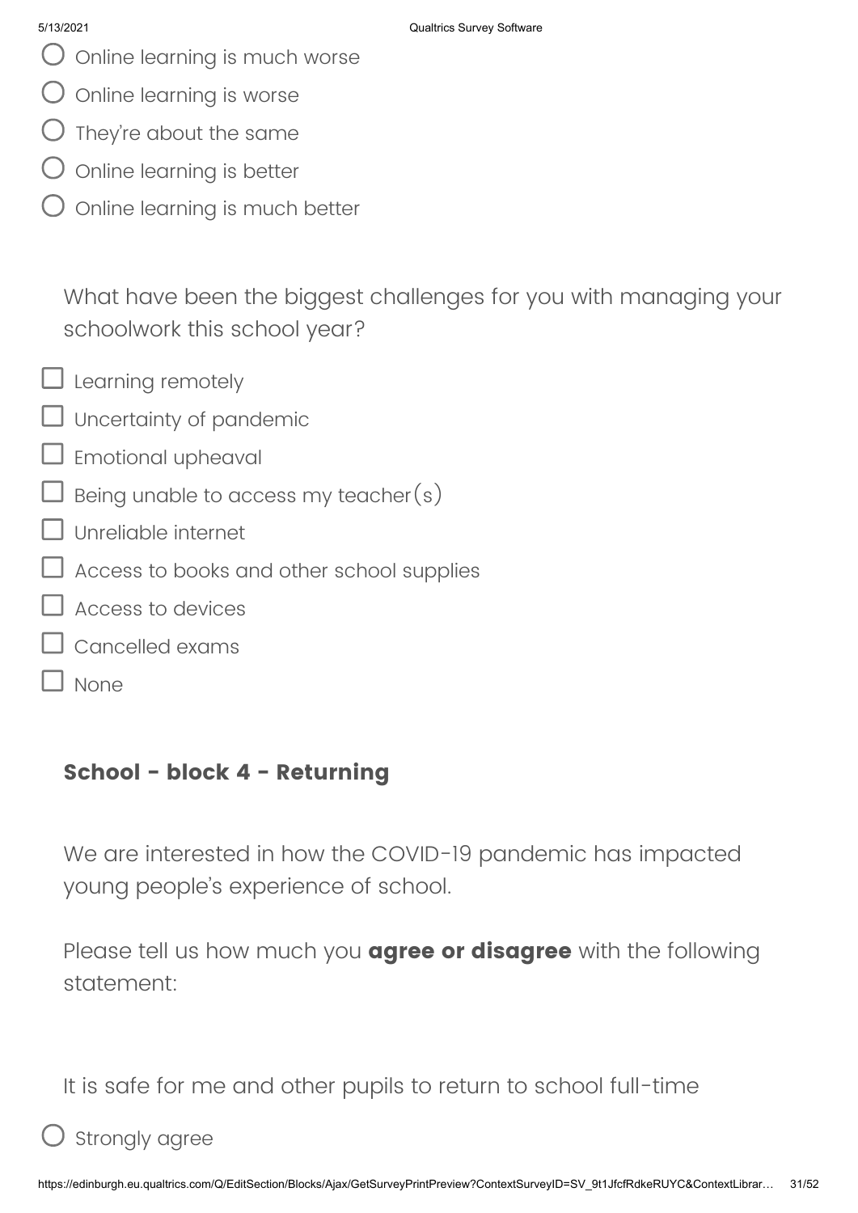- ○ Online learning is much worse
- ○ Online learning is worse
- ○ They're about the same
- ○ Online learning is better
- ○ Online learning is much better

What have been the biggest challenges for you with managing your schoolwork this school year?

- ☐ Learning remotely
- ☐ Uncertainty of pandemic
- ☐ Emotional upheaval
- ☐ Being unable to access my teacher(s)
- ☐ Unreliable internet
- ☐ Access to books and other school supplies
- ☐ Access to devices
- ☐ Cancelled exams
- ☐ None

### School - block 4 - Returning

We are interested in how the COVID-19 pandemic has impacted young people's experience of school.

Please tell us how much you **agree or disagree** with the following statement:

It is safe for me and other pupils to return to school full-time

- ○ Strongly agree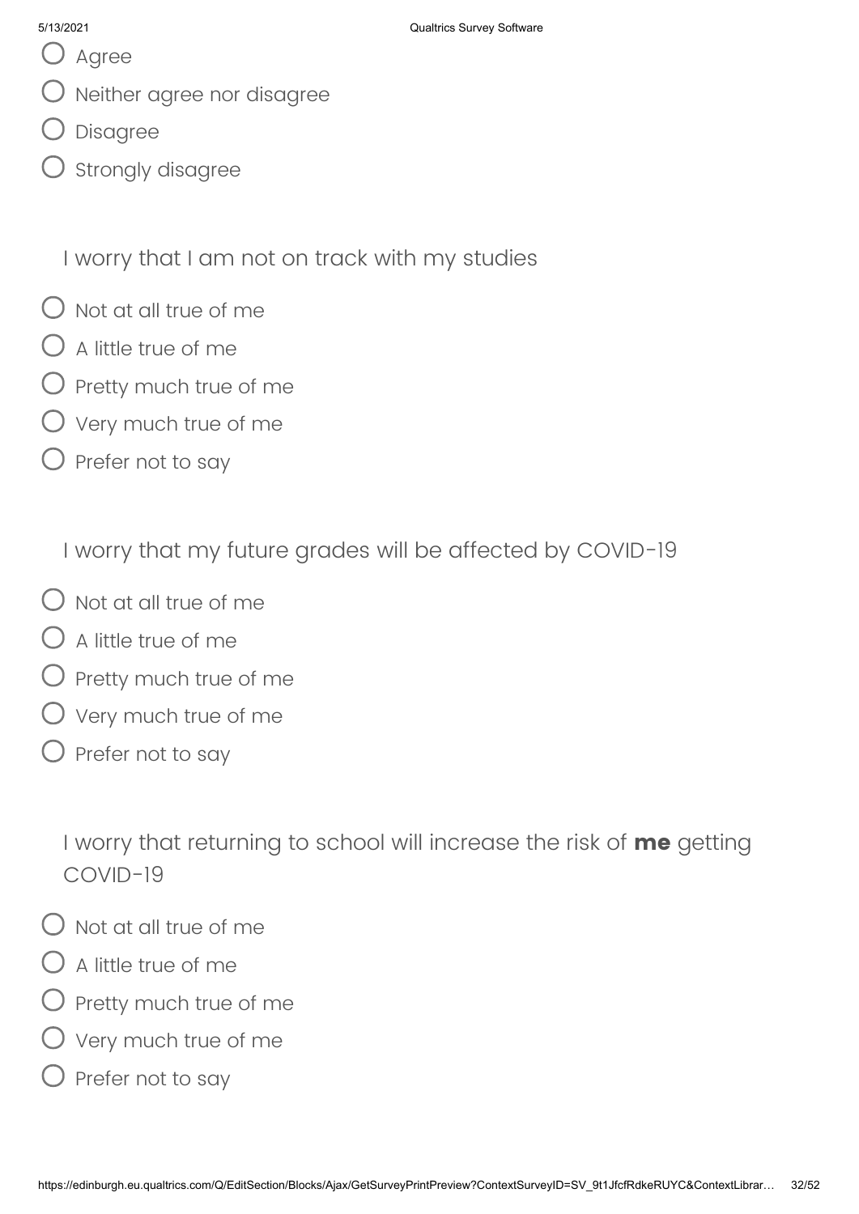- Agree
- Neither agree nor disagree
- Disagree
- Strongly disagree

I worry that I am not on track with my studies

- Not at all true of me
- A little true of me
- Pretty much true of me
- Very much true of me
- Prefer not to say

I worry that my future grades will be affected by COVID-19

- Not at all true of me
- A little true of me
- Pretty much true of me
- Very much true of me
- Prefer not to say

I worry that returning to school will increase the risk of **me** getting COVID-19

- Not at all true of me
- A little true of me
- Pretty much true of me
- Very much true of me
- Prefer not to say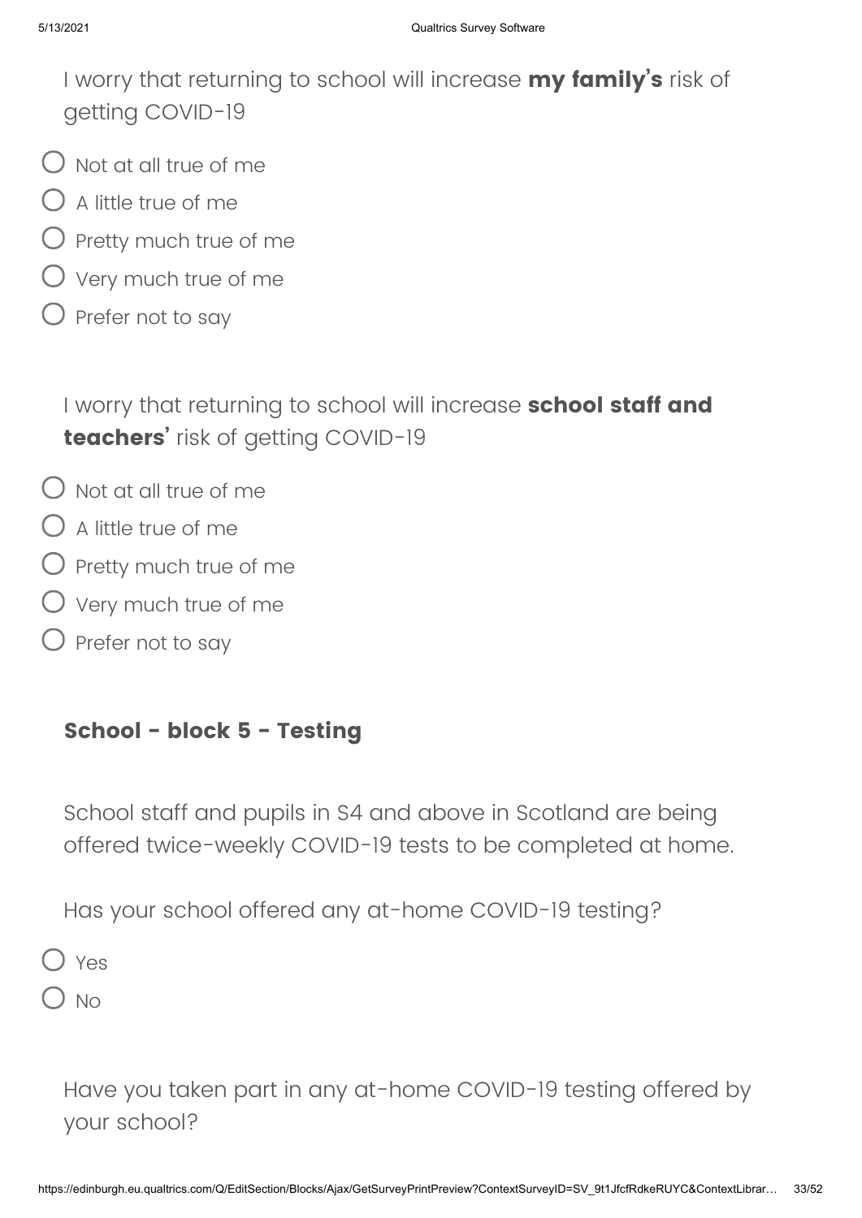I worry that returning to school will increase **my family's** risk of getting COVID-19

- Not at all true of me
- A little true of me
- Pretty much true of me
- Very much true of me
- Prefer not to say

I worry that returning to school will increase **school staff and teachers'** risk of getting COVID-19

- Not at all true of me
- A little true of me
- Pretty much true of me
- Very much true of me
- Prefer not to say

## School - block 5 - Testing

School staff and pupils in S4 and above in Scotland are being offered twice-weekly COVID-19 tests to be completed at home.

Has your school offered any at-home COVID-19 testing?

- Yes
- No

Have you taken part in any at-home COVID-19 testing offered by your school?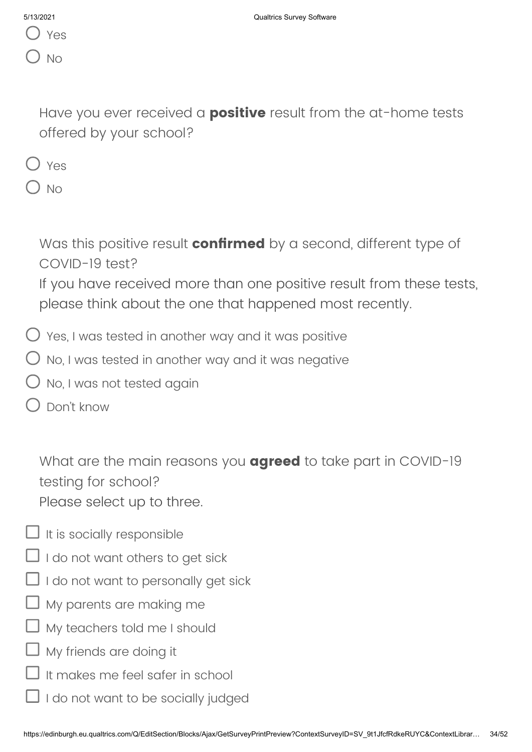- ○ Yes
- ○ No

Have you ever received a **positive** result from the at-home tests offered by your school?

- ○ Yes
- ○ No

Was this positive result **confirmed** by a second, different type of COVID-19 test?
If you have received more than one positive result from these tests, please think about the one that happened most recently.

- ○ Yes, I was tested in another way and it was positive
- ○ No, I was tested in another way and it was negative
- ○ No, I was not tested again
- ○ Don't know

What are the main reasons you **agreed** to take part in COVID-19 testing for school?
Please select up to three.

- ☐ It is socially responsible
- ☐ I do not want others to get sick
- ☐ I do not want to personally get sick
- ☐ My parents are making me
- ☐ My teachers told me I should
- ☐ My friends are doing it
- ☐ It makes me feel safer in school
- ☐ I do not want to be socially judged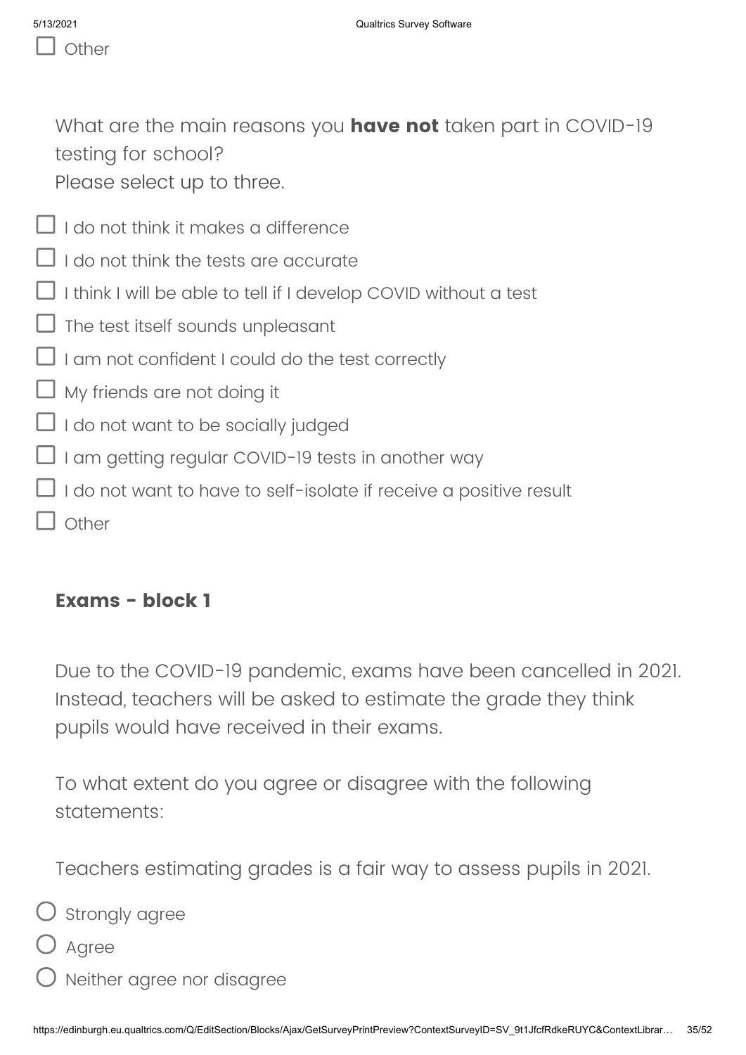☐ Other

What are the main reasons you **have not** taken part in COVID-19 testing for school?
Please select up to three.

☐ I do not think it makes a difference

☐ I do not think the tests are accurate

☐ I think I will be able to tell if I develop COVID without a test

☐ The test itself sounds unpleasant

☐ I am not confident I could do the test correctly

☐ My friends are not doing it

☐ I do not want to be socially judged

☐ I am getting regular COVID-19 tests in another way

☐ I do not want to have to self-isolate if receive a positive result

☐ Other

## Exams - block 1

Due to the COVID-19 pandemic, exams have been cancelled in 2021. Instead, teachers will be asked to estimate the grade they think pupils would have received in their exams.

To what extent do you agree or disagree with the following statements:

Teachers estimating grades is a fair way to assess pupils in 2021.

○ Strongly agree

○ Agree

○ Neither agree nor disagree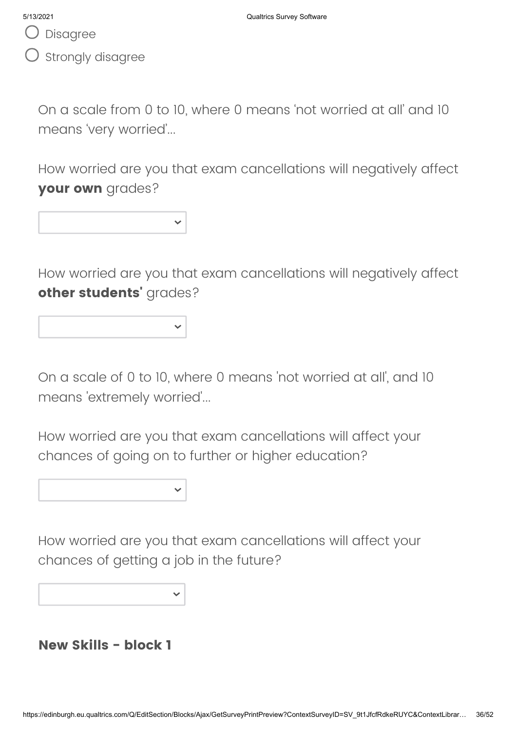- Disagree
- Strongly disagree

On a scale from 0 to 10, where 0 means ‘not worried at all’ and 10 means ‘very worried’...

How worried are you that exam cancellations will negatively affect **your own** grades?

How worried are you that exam cancellations will negatively affect **other students'** grades?

On a scale of 0 to 10, where 0 means 'not worried at all', and 10 means 'extremely worried'...

How worried are you that exam cancellations will affect your chances of going on to further or higher education?

How worried are you that exam cancellations will affect your chances of getting a job in the future?

### New Skills - block 1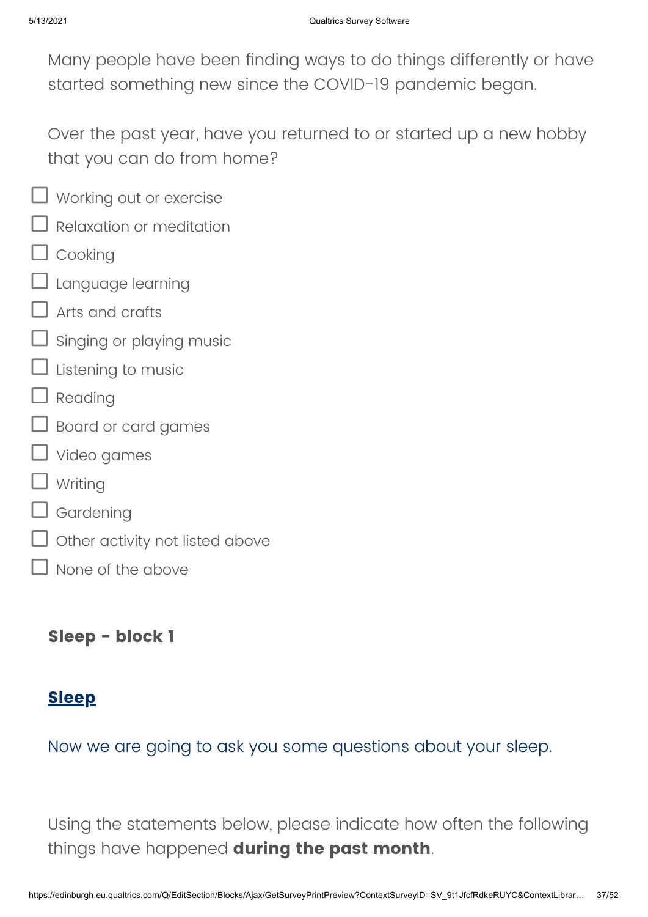Many people have been finding ways to do things differently or have started something new since the COVID-19 pandemic began.

Over the past year, have you returned to or started up a new hobby that you can do from home?

- ☐ Working out or exercise
- ☐ Relaxation or meditation
- ☐ Cooking
- ☐ Language learning
- ☐ Arts and crafts
- ☐ Singing or playing music
- ☐ Listening to music
- ☐ Reading
- ☐ Board or card games
- ☐ Video games
- ☐ Writing
- ☐ Gardening
- ☐ Other activity not listed above
- ☐ None of the above

### Sleep - block 1

## Sleep

Now we are going to ask you some questions about your sleep.

Using the statements below, please indicate how often the following things have happened **during the past month**.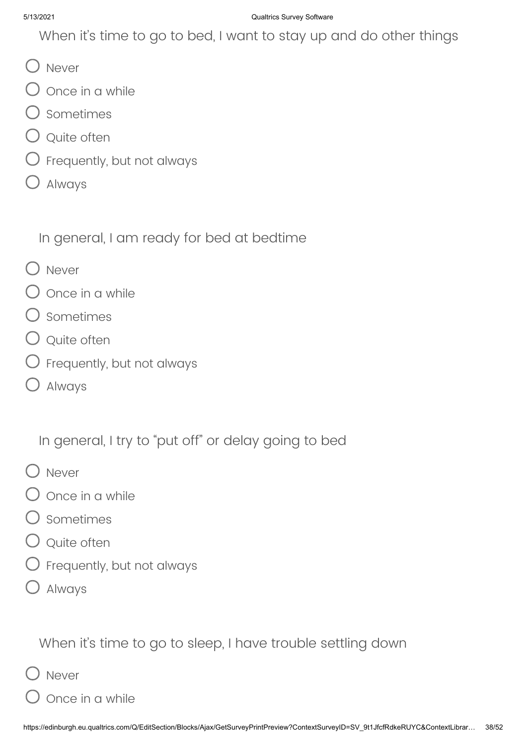When it's time to go to bed, I want to stay up and do other things

- ◯ Never
- ◯ Once in a while
- ◯ Sometimes
- ◯ Quite often
- ◯ Frequently, but not always
- ◯ Always

In general, I am ready for bed at bedtime

- ◯ Never
- ◯ Once in a while
- ◯ Sometimes
- ◯ Quite often
- ◯ Frequently, but not always
- ◯ Always

In general, I try to "put off" or delay going to bed

- ◯ Never
- ◯ Once in a while
- ◯ Sometimes
- ◯ Quite often
- ◯ Frequently, but not always
- ◯ Always

When it's time to go to sleep, I have trouble settling down

- ◯ Never
- ◯ Once in a while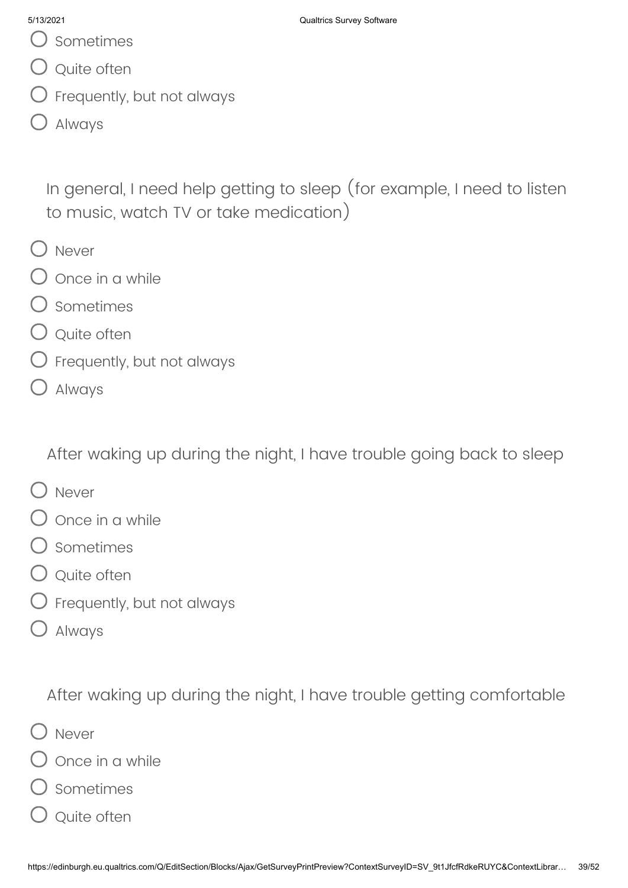- Sometimes
- Quite often
- Frequently, but not always
- Always

In general, I need help getting to sleep (for example, I need to listen to music, watch TV or take medication)

- Never
- Once in a while
- Sometimes
- Quite often
- Frequently, but not always
- Always

After waking up during the night, I have trouble going back to sleep

- Never
- Once in a while
- Sometimes
- Quite often
- Frequently, but not always
- Always

After waking up during the night, I have trouble getting comfortable

- Never
- Once in a while
- Sometimes
- Quite often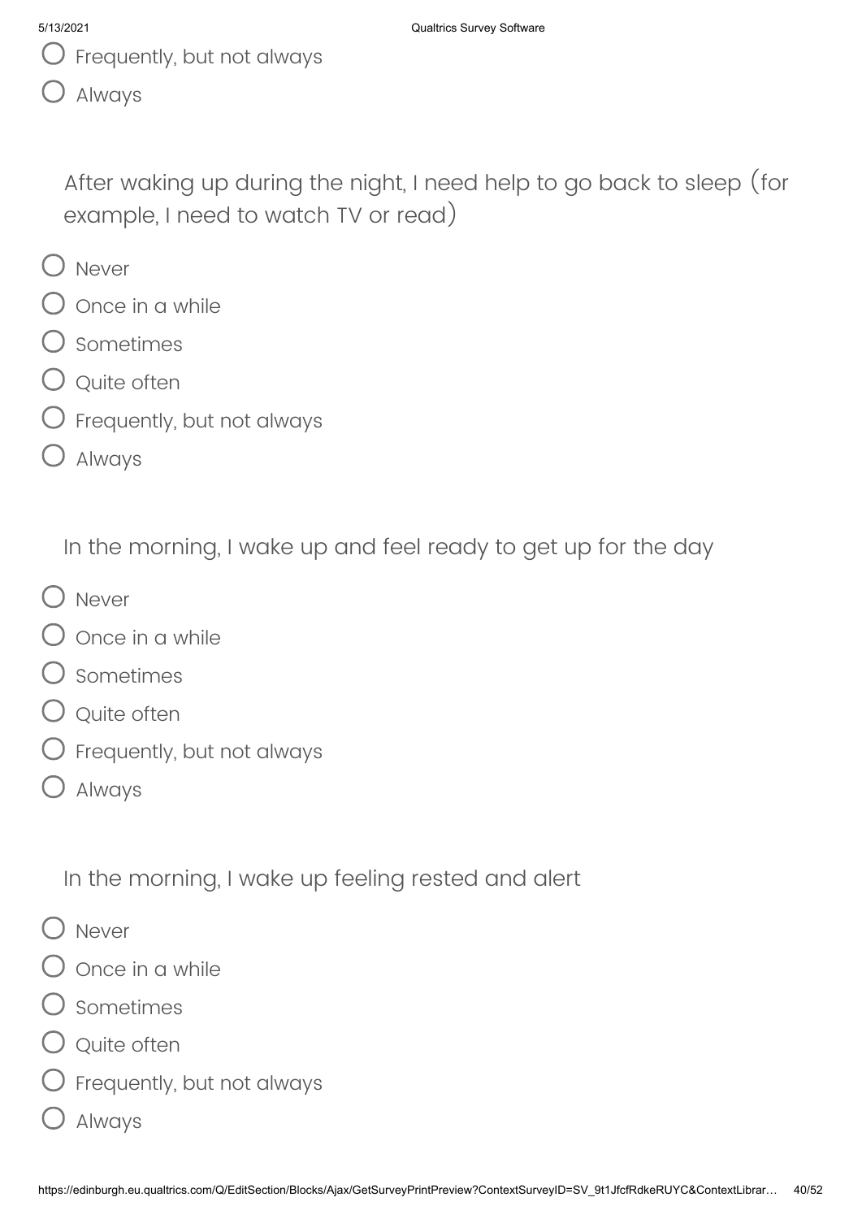- Frequently, but not always
- Always

After waking up during the night, I need help to go back to sleep (for example, I need to watch TV or read)

- Never
- Once in a while
- Sometimes
- Quite often
- Frequently, but not always
- Always

In the morning, I wake up and feel ready to get up for the day

- Never
- Once in a while
- Sometimes
- Quite often
- Frequently, but not always
- Always

In the morning, I wake up feeling rested and alert

- Never
- Once in a while
- Sometimes
- Quite often
- Frequently, but not always
- Always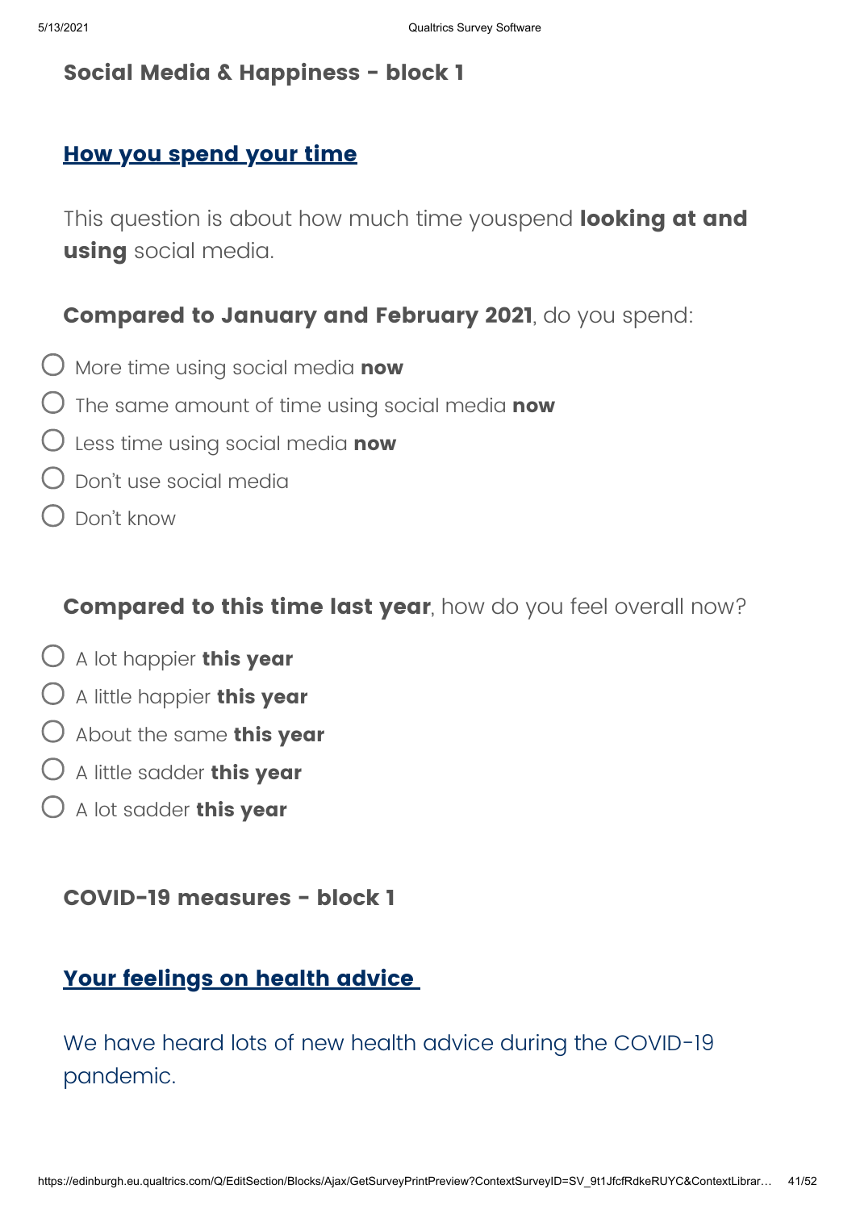### Social Media & Happiness - block 1

## **How you spend your time**

This question is about how much time youspend **looking at and using** social media.

**Compared to January and February 2021**, do you spend:

- ○ More time using social media **now**
- ○ The same amount of time using social media **now**
- ○ Less time using social media **now**
- ○ Don't use social media
- ○ Don't know

**Compared to this time last year**, how do you feel overall now?

- ○ A lot happier **this year**
- ○ A little happier **this year**
- ○ About the same **this year**
- ○ A little sadder **this year**
- ○ A lot sadder **this year**

### COVID-19 measures - block 1

## **Your feelings on health advice**

We have heard lots of new health advice during the COVID-19 pandemic.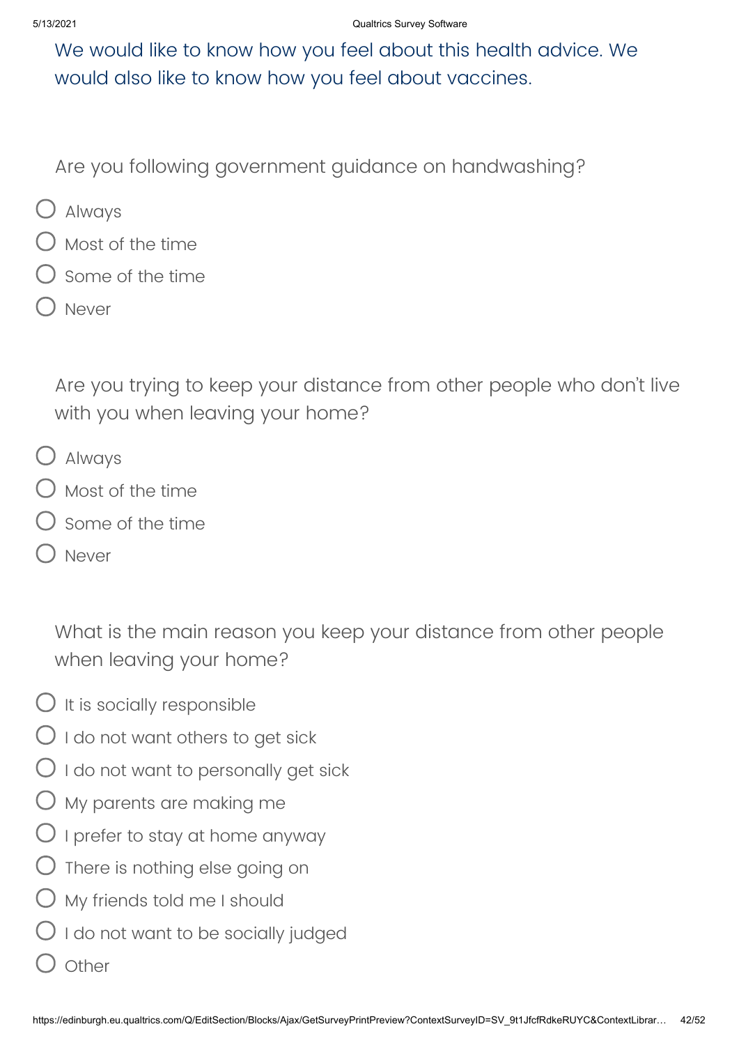We would like to know how you feel about this health advice. We would also like to know how you feel about vaccines.

Are you following government guidance on handwashing?

- Always
- Most of the time
- Some of the time
- Never

Are you trying to keep your distance from other people who don't live with you when leaving your home?

- Always
- Most of the time
- Some of the time
- Never

What is the main reason you keep your distance from other people when leaving your home?

- It is socially responsible
- I do not want others to get sick
- I do not want to personally get sick
- My parents are making me
- I prefer to stay at home anyway
- There is nothing else going on
- My friends told me I should
- I do not want to be socially judged
- Other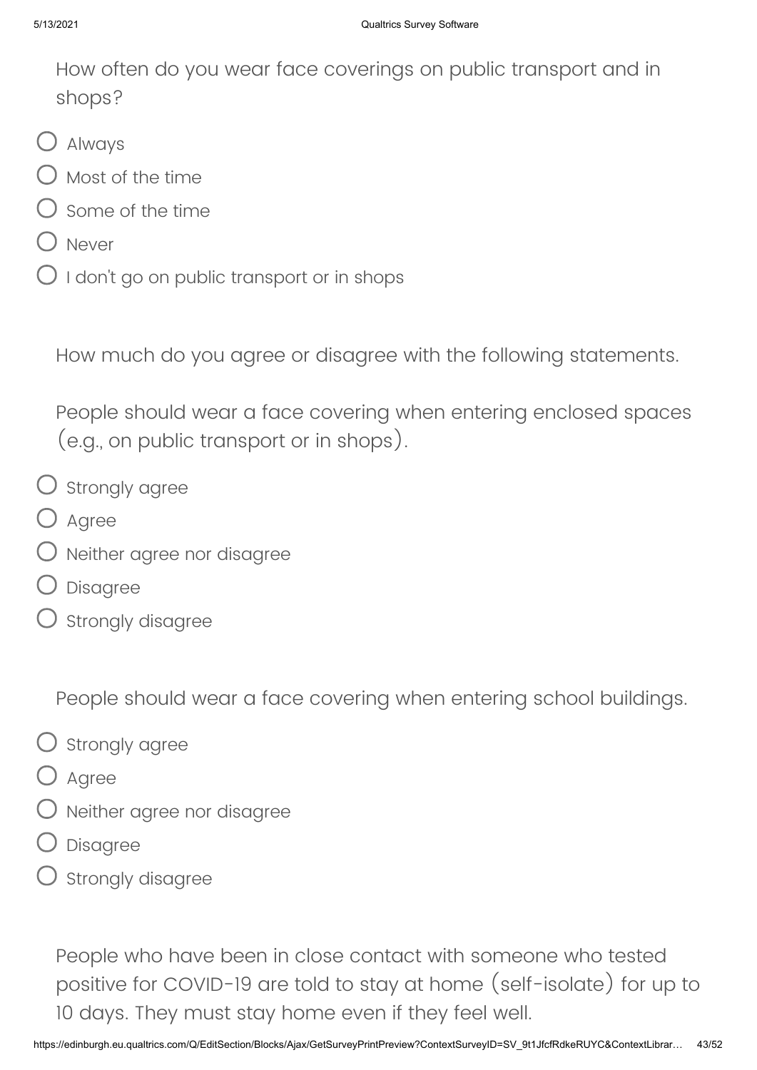How often do you wear face coverings on public transport and in shops?

- Always
- Most of the time
- Some of the time
- Never
- I don't go on public transport or in shops

How much do you agree or disagree with the following statements.

People should wear a face covering when entering enclosed spaces (e.g., on public transport or in shops).

- Strongly agree
- Agree
- Neither agree nor disagree
- Disagree
- Strongly disagree

People should wear a face covering when entering school buildings.

- Strongly agree
- Agree
- Neither agree nor disagree
- Disagree
- Strongly disagree

People who have been in close contact with someone who tested positive for COVID-19 are told to stay at home (self-isolate) for up to 10 days. They must stay home even if they feel well.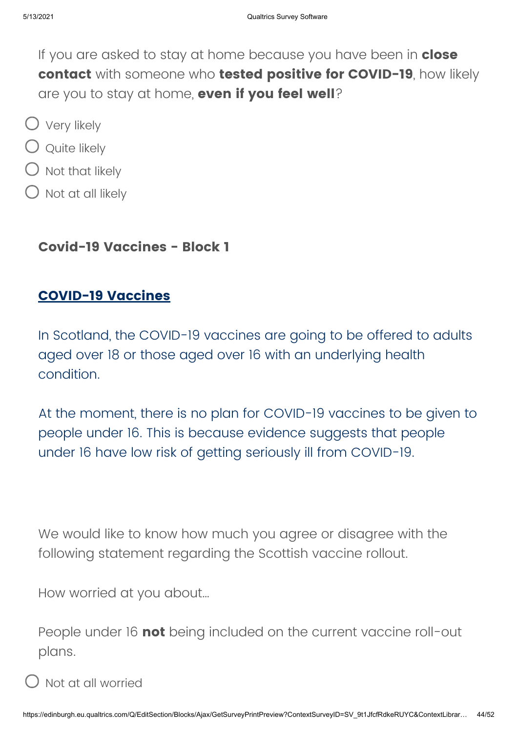If you are asked to stay at home because you have been in **close contact** with someone who **tested positive for COVID-19**, how likely are you to stay at home, **even if you feel well**?

- Very likely
- Quite likely
- Not that likely
- Not at all likely

### Covid-19 Vaccines - Block 1

## COVID-19 Vaccines

In Scotland, the COVID-19 vaccines are going to be offered to adults aged over 18 or those aged over 16 with an underlying health condition.

At the moment, there is no plan for COVID-19 vaccines to be given to people under 16. This is because evidence suggests that people under 16 have low risk of getting seriously ill from COVID-19.

We would like to know how much you agree or disagree with the following statement regarding the Scottish vaccine rollout.

How worried at you about...

People under 16 **not** being included on the current vaccine roll-out plans.

- Not at all worried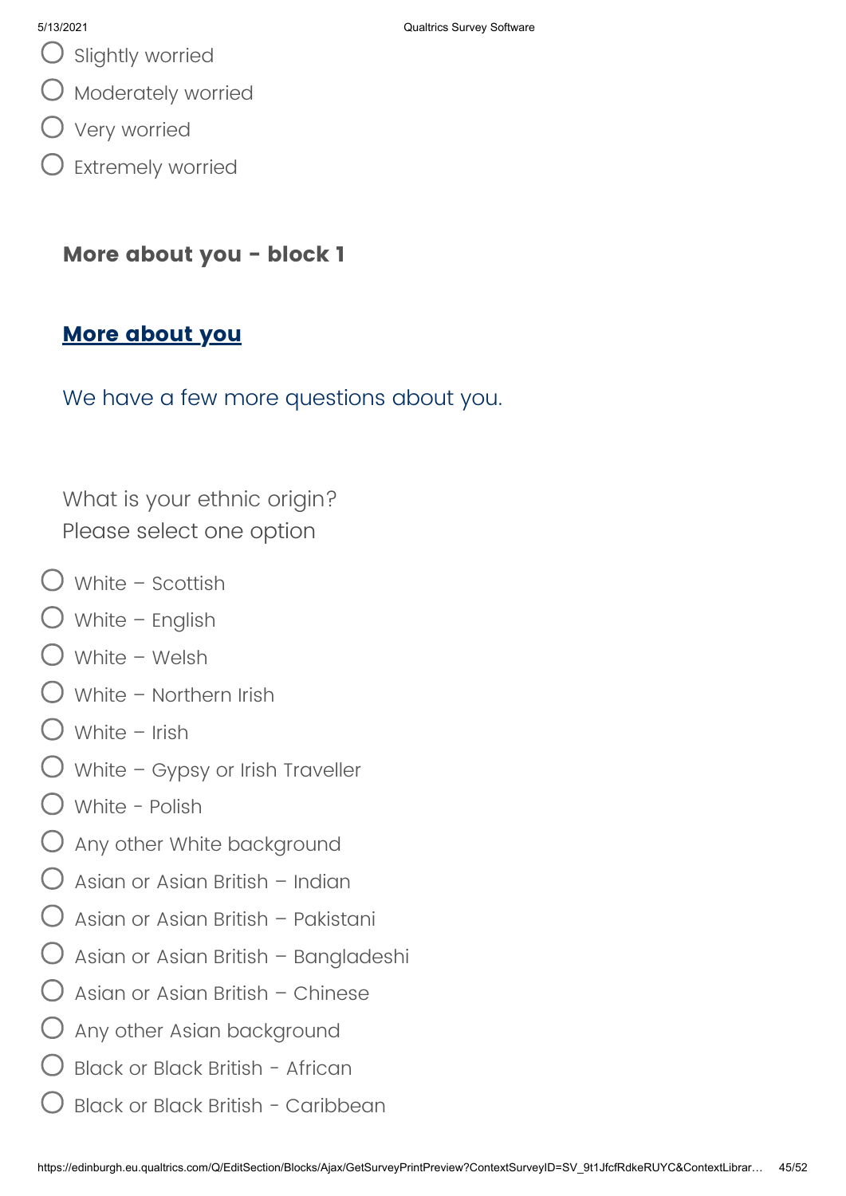- Slightly worried
- Moderately worried
- Very worried
- Extremely worried

**More about you - block 1**

## More about you

We have a few more questions about you.

What is your ethnic origin?
Please select one option

- White – Scottish
- White – English
- White – Welsh
- White – Northern Irish
- White – Irish
- White – Gypsy or Irish Traveller
- White - Polish
- Any other White background
- Asian or Asian British – Indian
- Asian or Asian British – Pakistani
- Asian or Asian British – Bangladeshi
- Asian or Asian British – Chinese
- Any other Asian background
- Black or Black British - African
- Black or Black British - Caribbean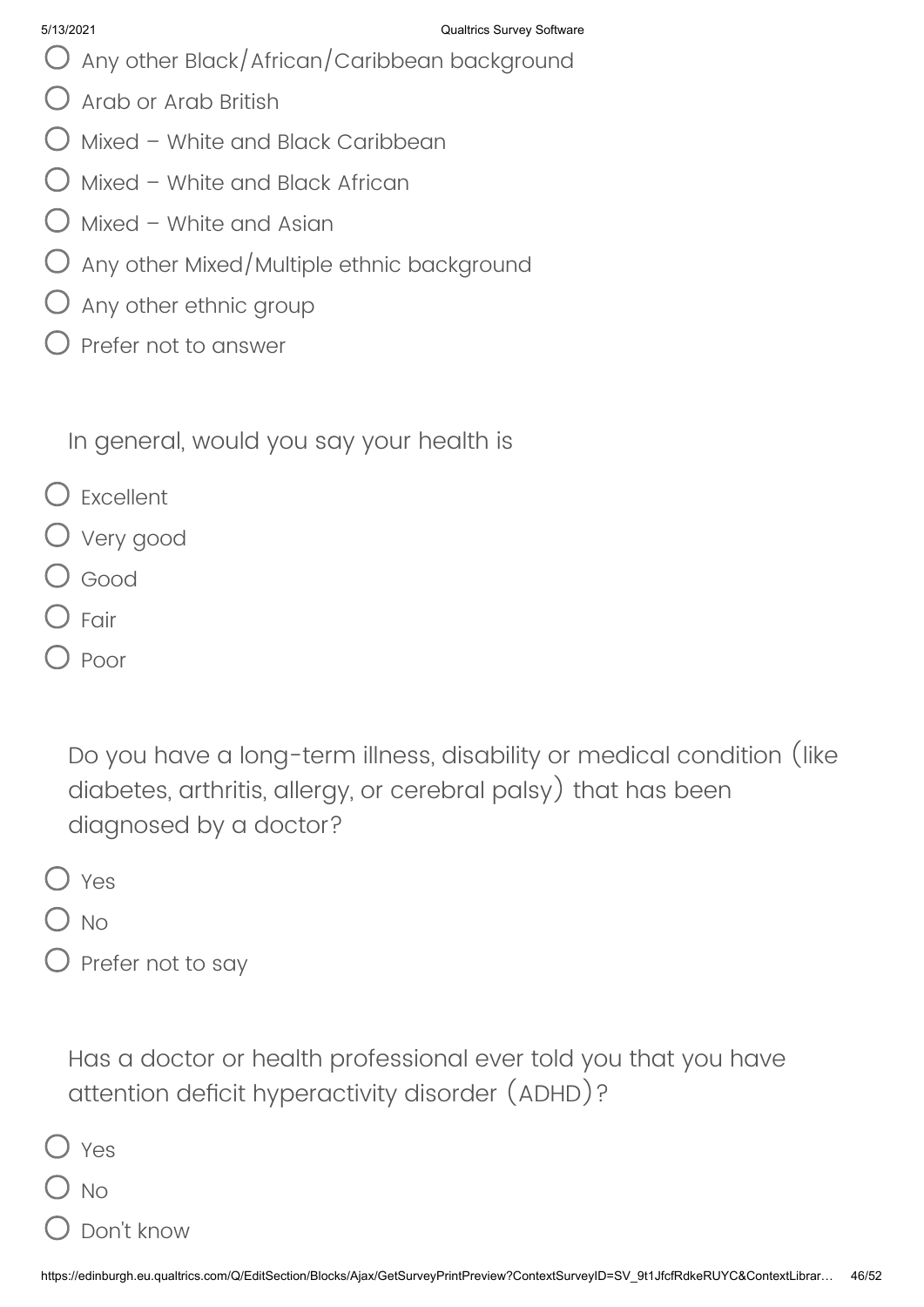- Any other Black/African/Caribbean background
- Arab or Arab British
- Mixed – White and Black Caribbean
- Mixed – White and Black African
- Mixed – White and Asian
- Any other Mixed/Multiple ethnic background
- Any other ethnic group
- Prefer not to answer

In general, would you say your health is

- Excellent
- Very good
- Good
- Fair
- Poor

Do you have a long-term illness, disability or medical condition (like diabetes, arthritis, allergy, or cerebral palsy) that has been diagnosed by a doctor?

- Yes
- No
- Prefer not to say

Has a doctor or health professional ever told you that you have attention deficit hyperactivity disorder (ADHD)?

- Yes
- No
- Don't know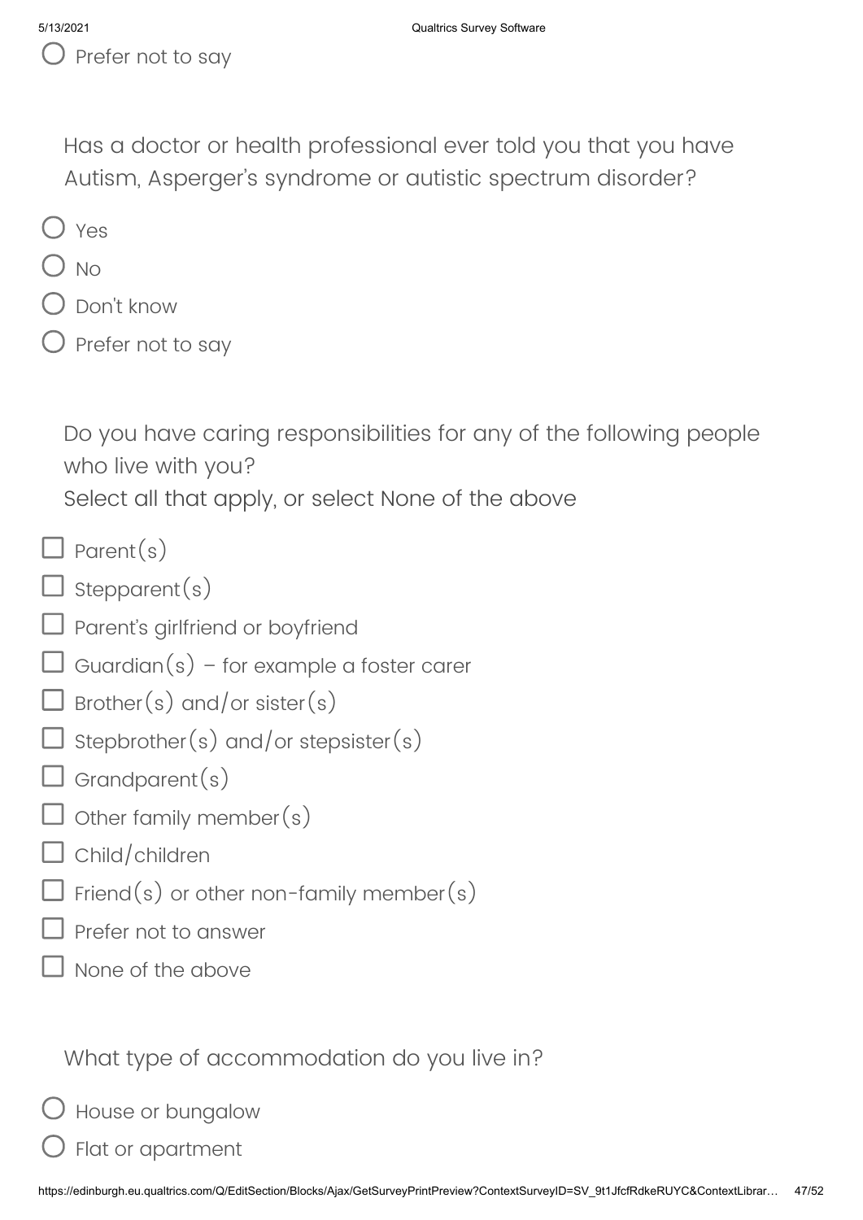- ○ Prefer not to say

Has a doctor or health professional ever told you that you have Autism, Asperger's syndrome or autistic spectrum disorder?

- ○ Yes
- ○ No
- ○ Don't know
- ○ Prefer not to say

Do you have caring responsibilities for any of the following people who live with you?
Select all that apply, or select None of the above

- ☐ Parent(s)
- ☐ Stepparent(s)
- ☐ Parent's girlfriend or boyfriend
- ☐ Guardian(s) – for example a foster carer
- ☐ Brother(s) and/or sister(s)
- ☐ Stepbrother(s) and/or stepsister(s)
- ☐ Grandparent(s)
- ☐ Other family member(s)
- ☐ Child/children
- ☐ Friend(s) or other non-family member(s)
- ☐ Prefer not to answer
- ☐ None of the above

What type of accommodation do you live in?

- ○ House or bungalow
- ○ Flat or apartment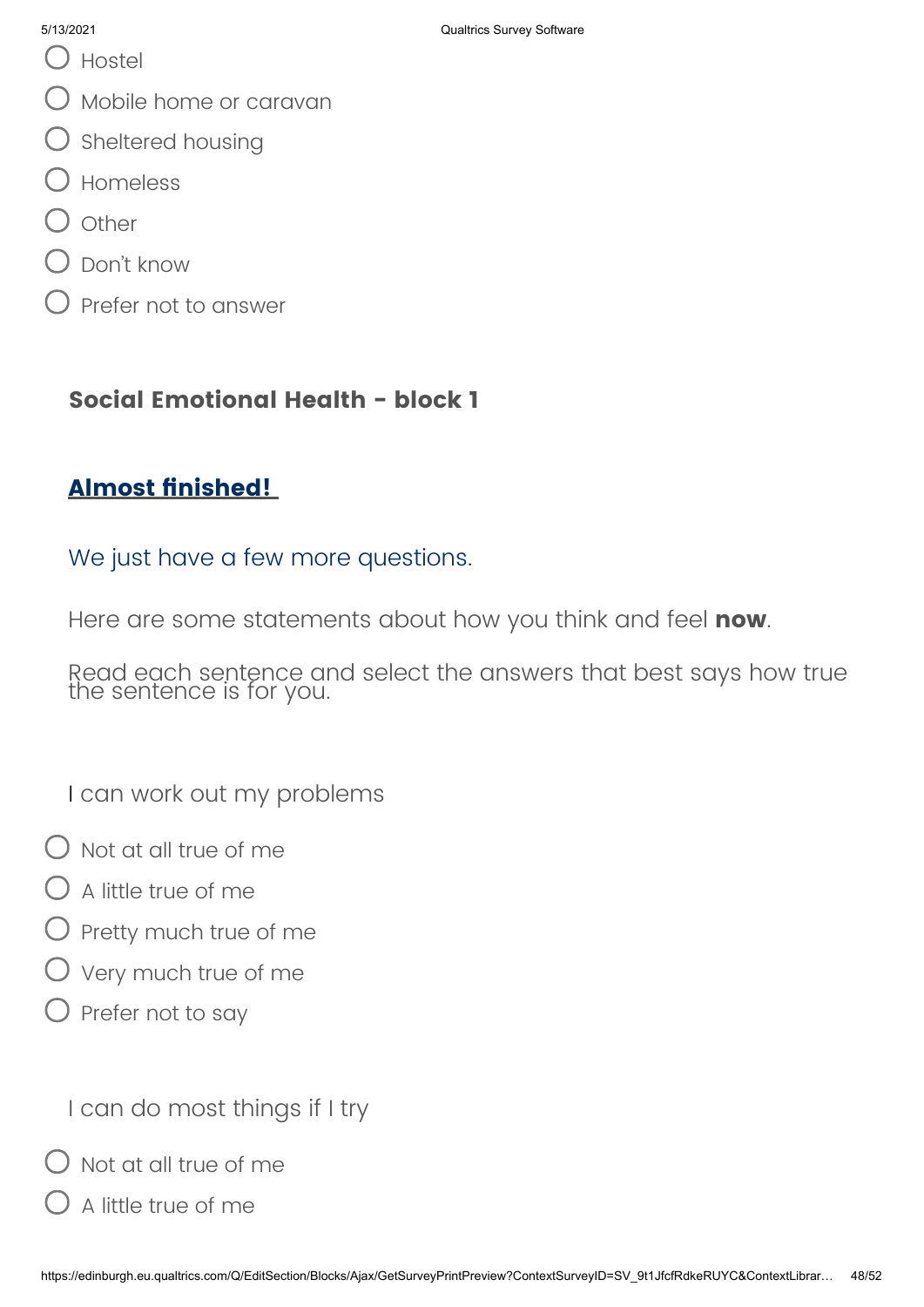- Hostel
- Mobile home or caravan
- Sheltered housing
- Homeless
- Other
- Don’t know
- Prefer not to answer

### Social Emotional Health - block 1

## Almost finished!

We just have a few more questions.

Here are some statements about how you think and feel **now**.

Read each sentence and select the answers that best says how true the sentence is for you.

I can work out my problems

- Not at all true of me
- A little true of me
- Pretty much true of me
- Very much true of me
- Prefer not to say

I can do most things if I try

- Not at all true of me
- A little true of me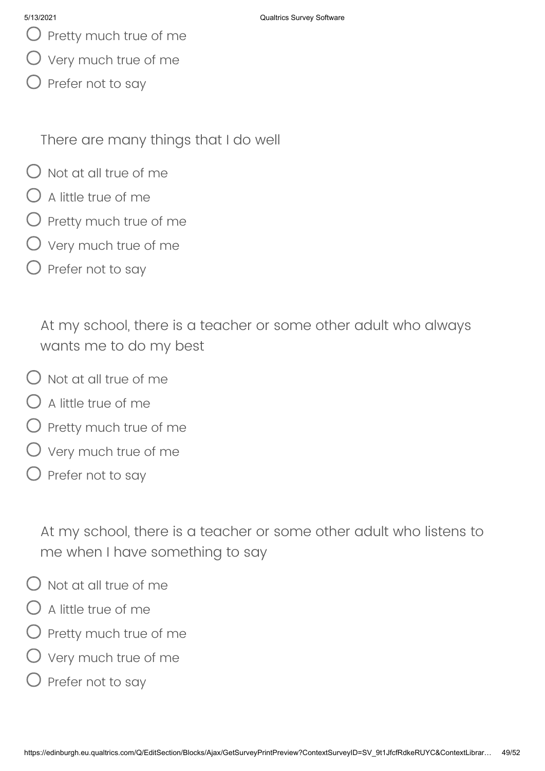- Pretty much true of me
- Very much true of me
- Prefer not to say

There are many things that I do well

- Not at all true of me
- A little true of me
- Pretty much true of me
- Very much true of me
- Prefer not to say

At my school, there is a teacher or some other adult who always wants me to do my best

- Not at all true of me
- A little true of me
- Pretty much true of me
- Very much true of me
- Prefer not to say

At my school, there is a teacher or some other adult who listens to me when I have something to say

- Not at all true of me
- A little true of me
- Pretty much true of me
- Very much true of me
- Prefer not to say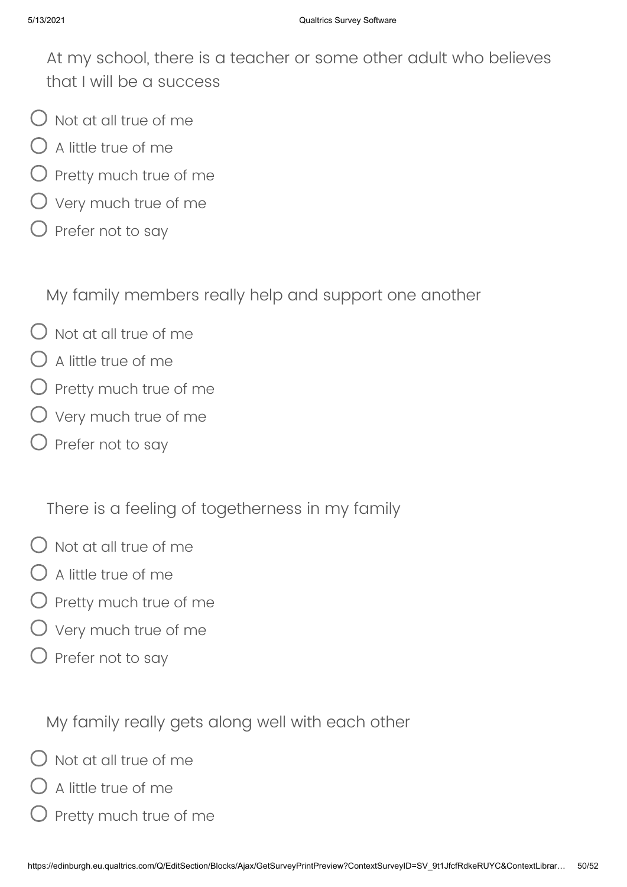At my school, there is a teacher or some other adult who believes that I will be a success

- Not at all true of me
- A little true of me
- Pretty much true of me
- Very much true of me
- Prefer not to say

My family members really help and support one another

- Not at all true of me
- A little true of me
- Pretty much true of me
- Very much true of me
- Prefer not to say

There is a feeling of togetherness in my family

- Not at all true of me
- A little true of me
- Pretty much true of me
- Very much true of me
- Prefer not to say

My family really gets along well with each other

- Not at all true of me
- A little true of me
- Pretty much true of me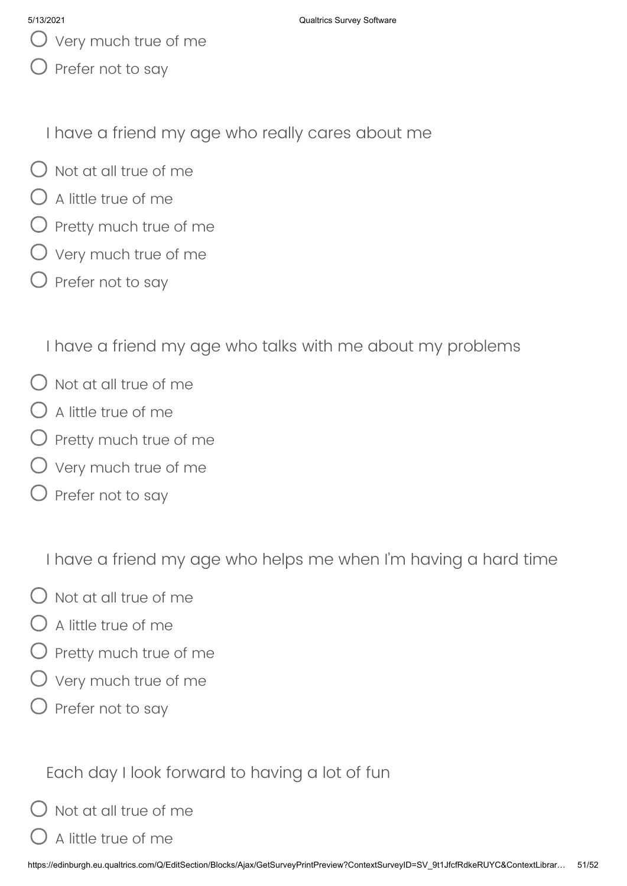- Very much true of me
- Prefer not to say

I have a friend my age who really cares about me

- Not at all true of me
- A little true of me
- Pretty much true of me
- Very much true of me
- Prefer not to say

I have a friend my age who talks with me about my problems

- Not at all true of me
- A little true of me
- Pretty much true of me
- Very much true of me
- Prefer not to say

I have a friend my age who helps me when I'm having a hard time

- Not at all true of me
- A little true of me
- Pretty much true of me
- Very much true of me
- Prefer not to say

Each day I look forward to having a lot of fun

- Not at all true of me
- A little true of me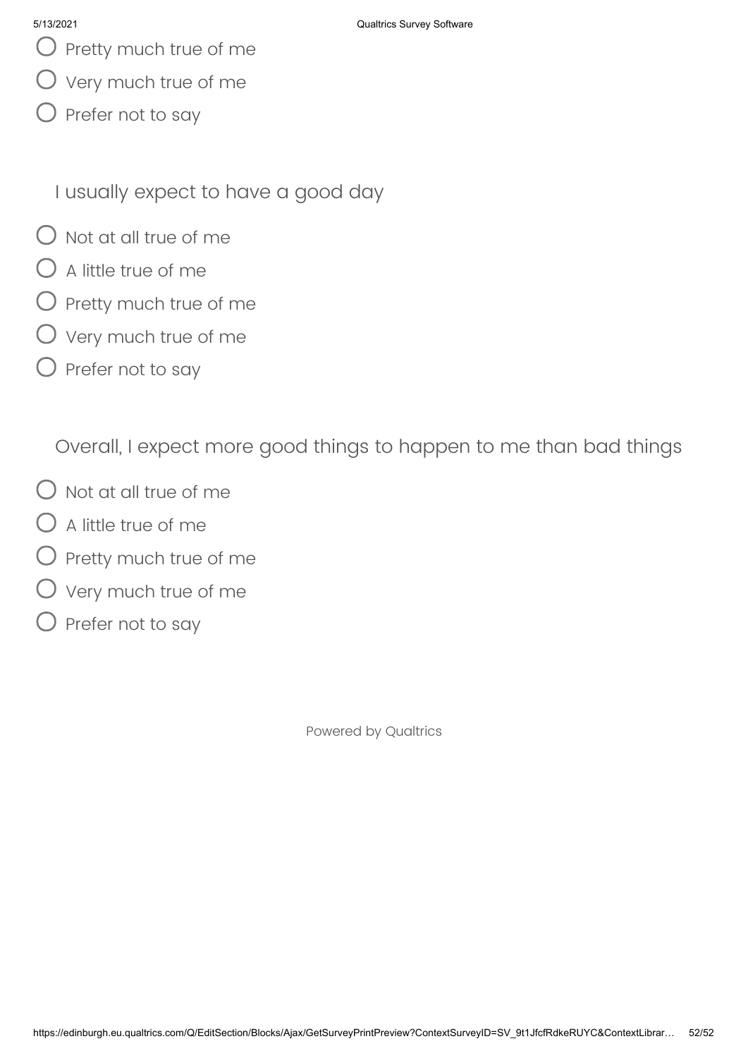- Pretty much true of me
- Very much true of me
- Prefer not to say

I usually expect to have a good day

- Not at all true of me
- A little true of me
- Pretty much true of me
- Very much true of me
- Prefer not to say

Overall, I expect more good things to happen to me than bad things

- Not at all true of me
- A little true of me
- Pretty much true of me
- Very much true of me
- Prefer not to say

Powered by Qualtrics